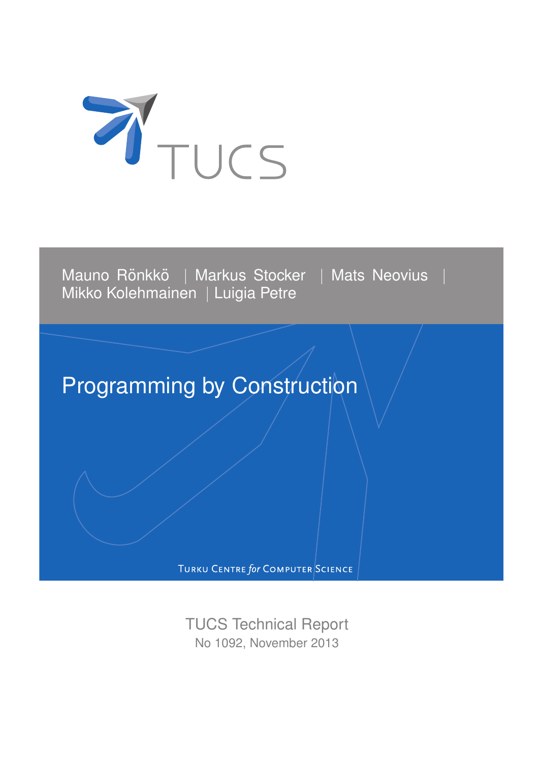TUCS

Mauno Rönkkö | Markus Stocker | Mats Neovius | Mikko Kolehmainen | Luigia Petre

# Programming by Construction

Turku Centre for Computer Science

TUCS Technical Report
No 1092, November 2013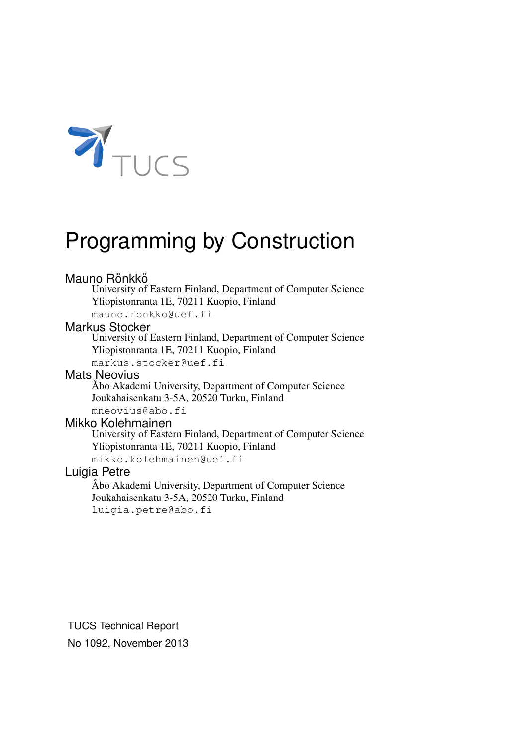TUCS

# Programming by Construction

**Mauno Rönkkö**
University of Eastern Finland, Department of Computer Science
Yliopistonranta 1E, 70211 Kuopio, Finland
`mauno.ronkko@uef.fi`

**Markus Stocker**
University of Eastern Finland, Department of Computer Science
Yliopistonranta 1E, 70211 Kuopio, Finland
`markus.stocker@uef.fi`

**Mats Neovius**
Åbo Akademi University, Department of Computer Science
Joukahaisenkatu 3-5A, 20520 Turku, Finland
`mneovius@abo.fi`

**Mikko Kolehmainen**
University of Eastern Finland, Department of Computer Science
Yliopistonranta 1E, 70211 Kuopio, Finland
`mikko.kolehmainen@uef.fi`

**Luigia Petre**
Åbo Akademi University, Department of Computer Science
Joukahaisenkatu 3-5A, 20520 Turku, Finland
`luigia.petre@abo.fi`

TUCS Technical Report
No 1092, November 2013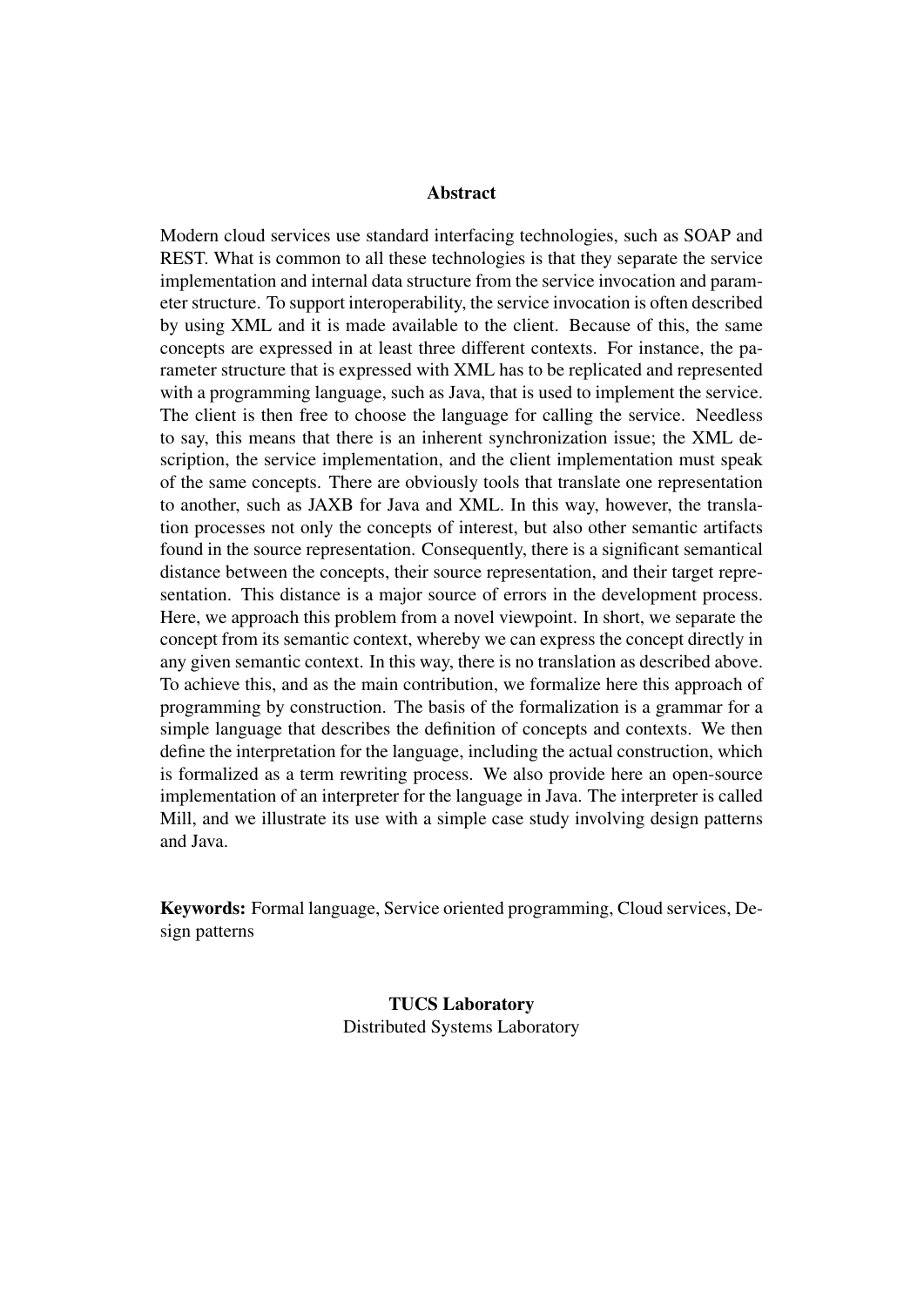## Abstract

Modern cloud services use standard interfacing technologies, such as SOAP and REST. What is common to all these technologies is that they separate the service implementation and internal data structure from the service invocation and parameter structure. To support interoperability, the service invocation is often described by using XML and it is made available to the client. Because of this, the same concepts are expressed in at least three different contexts. For instance, the parameter structure that is expressed with XML has to be replicated and represented with a programming language, such as Java, that is used to implement the service. The client is then free to choose the language for calling the service. Needless to say, this means that there is an inherent synchronization issue; the XML description, the service implementation, and the client implementation must speak of the same concepts. There are obviously tools that translate one representation to another, such as JAXB for Java and XML. In this way, however, the translation processes not only the concepts of interest, but also other semantic artifacts found in the source representation. Consequently, there is a significant semantical distance between the concepts, their source representation, and their target representation. This distance is a major source of errors in the development process. Here, we approach this problem from a novel viewpoint. In short, we separate the concept from its semantic context, whereby we can express the concept directly in any given semantic context. In this way, there is no translation as described above. To achieve this, and as the main contribution, we formalize here this approach of programming by construction. The basis of the formalization is a grammar for a simple language that describes the definition of concepts and contexts. We then define the interpretation for the language, including the actual construction, which is formalized as a term rewriting process. We also provide here an open-source implementation of an interpreter for the language in Java. The interpreter is called Mill, and we illustrate its use with a simple case study involving design patterns and Java.

**Keywords:** Formal language, Service oriented programming, Cloud services, Design patterns

**TUCS Laboratory**
Distributed Systems Laboratory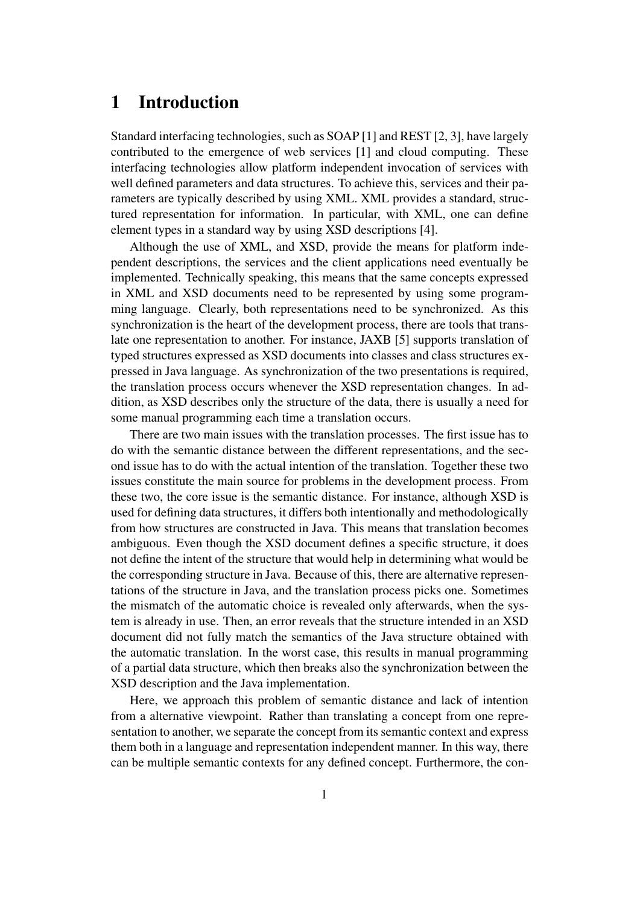# 1 Introduction

Standard interfacing technologies, such as SOAP [1] and REST [2, 3], have largely contributed to the emergence of web services [1] and cloud computing. These interfacing technologies allow platform independent invocation of services with well defined parameters and data structures. To achieve this, services and their parameters are typically described by using XML. XML provides a standard, structured representation for information. In particular, with XML, one can define element types in a standard way by using XSD descriptions [4].

Although the use of XML, and XSD, provide the means for platform independent descriptions, the services and the client applications need eventually be implemented. Technically speaking, this means that the same concepts expressed in XML and XSD documents need to be represented by using some programming language. Clearly, both representations need to be synchronized. As this synchronization is the heart of the development process, there are tools that translate one representation to another. For instance, JAXB [5] supports translation of typed structures expressed as XSD documents into classes and class structures expressed in Java language. As synchronization of the two presentations is required, the translation process occurs whenever the XSD representation changes. In addition, as XSD describes only the structure of the data, there is usually a need for some manual programming each time a translation occurs.

There are two main issues with the translation processes. The first issue has to do with the semantic distance between the different representations, and the second issue has to do with the actual intention of the translation. Together these two issues constitute the main source for problems in the development process. From these two, the core issue is the semantic distance. For instance, although XSD is used for defining data structures, it differs both intentionally and methodologically from how structures are constructed in Java. This means that translation becomes ambiguous. Even though the XSD document defines a specific structure, it does not define the intent of the structure that would help in determining what would be the corresponding structure in Java. Because of this, there are alternative representations of the structure in Java, and the translation process picks one. Sometimes the mismatch of the automatic choice is revealed only afterwards, when the system is already in use. Then, an error reveals that the structure intended in an XSD document did not fully match the semantics of the Java structure obtained with the automatic translation. In the worst case, this results in manual programming of a partial data structure, which then breaks also the synchronization between the XSD description and the Java implementation.

Here, we approach this problem of semantic distance and lack of intention from a alternative viewpoint. Rather than translating a concept from one representation to another, we separate the concept from its semantic context and express them both in a language and representation independent manner. In this way, there can be multiple semantic contexts for any defined concept. Furthermore, the con-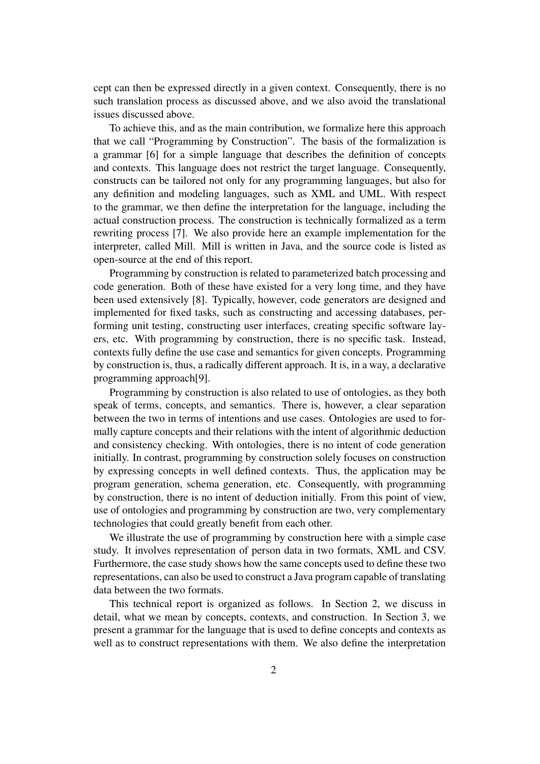cept can then be expressed directly in a given context. Consequently, there is no such translation process as discussed above, and we also avoid the translational issues discussed above.

To achieve this, and as the main contribution, we formalize here this approach that we call "Programming by Construction". The basis of the formalization is a grammar [6] for a simple language that describes the definition of concepts and contexts. This language does not restrict the target language. Consequently, constructs can be tailored not only for any programming languages, but also for any definition and modeling languages, such as XML and UML. With respect to the grammar, we then define the interpretation for the language, including the actual construction process. The construction is technically formalized as a term rewriting process [7]. We also provide here an example implementation for the interpreter, called Mill. Mill is written in Java, and the source code is listed as open-source at the end of this report.

Programming by construction is related to parameterized batch processing and code generation. Both of these have existed for a very long time, and they have been used extensively [8]. Typically, however, code generators are designed and implemented for fixed tasks, such as constructing and accessing databases, performing unit testing, constructing user interfaces, creating specific software layers, etc. With programming by construction, there is no specific task. Instead, contexts fully define the use case and semantics for given concepts. Programming by construction is, thus, a radically different approach. It is, in a way, a declarative programming approach[9].

Programming by construction is also related to use of ontologies, as they both speak of terms, concepts, and semantics. There is, however, a clear separation between the two in terms of intentions and use cases. Ontologies are used to formally capture concepts and their relations with the intent of algorithmic deduction and consistency checking. With ontologies, there is no intent of code generation initially. In contrast, programming by construction solely focuses on construction by expressing concepts in well defined contexts. Thus, the application may be program generation, schema generation, etc. Consequently, with programming by construction, there is no intent of deduction initially. From this point of view, use of ontologies and programming by construction are two, very complementary technologies that could greatly benefit from each other.

We illustrate the use of programming by construction here with a simple case study. It involves representation of person data in two formats, XML and CSV. Furthermore, the case study shows how the same concepts used to define these two representations, can also be used to construct a Java program capable of translating data between the two formats.

This technical report is organized as follows. In Section 2, we discuss in detail, what we mean by concepts, contexts, and construction. In Section 3, we present a grammar for the language that is used to define concepts and contexts as well as to construct representations with them. We also define the interpretation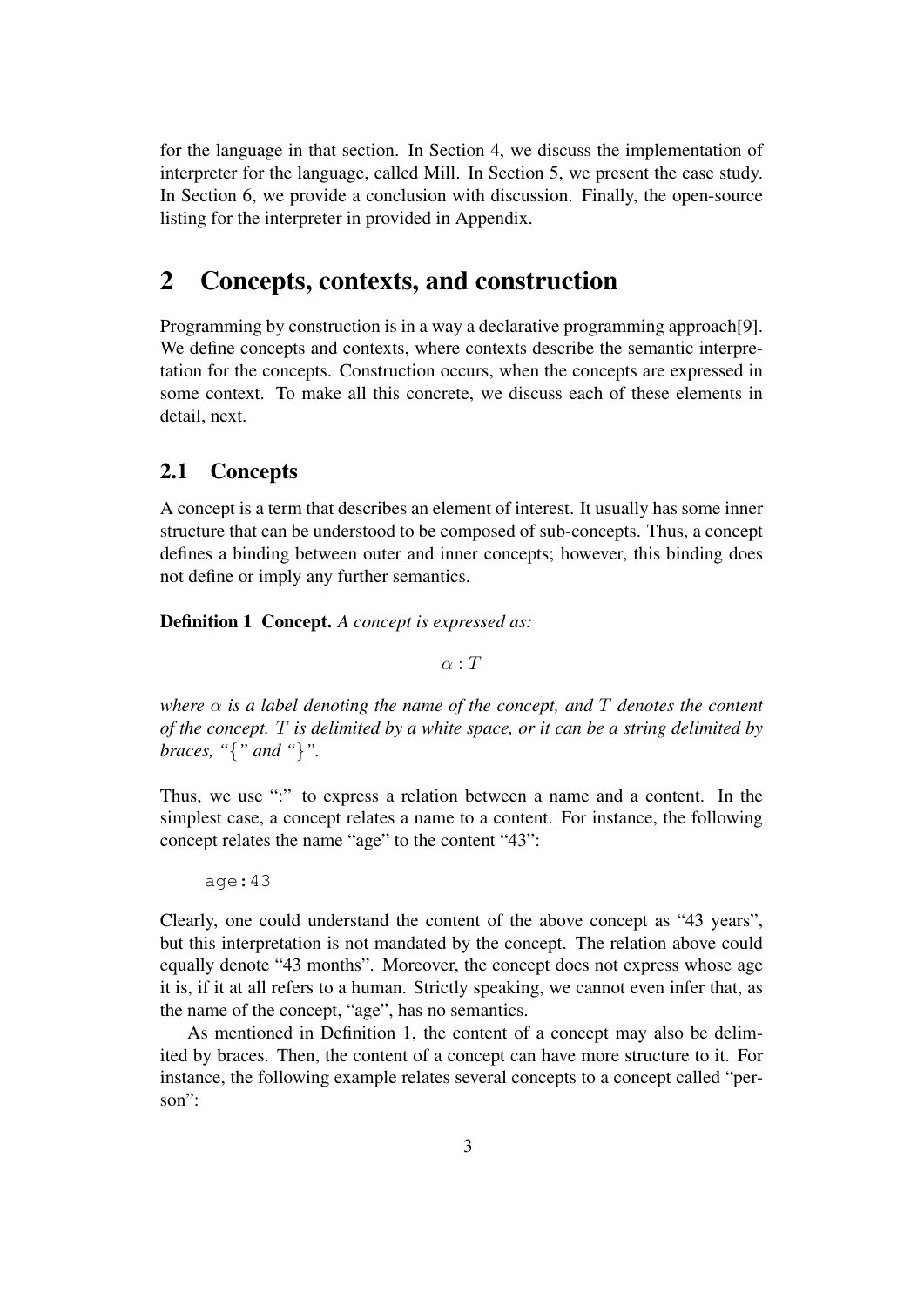for the language in that section. In Section 4, we discuss the implementation of interpreter for the language, called Mill. In Section 5, we present the case study. In Section 6, we provide a conclusion with discussion. Finally, the open-source listing for the interpreter in provided in Appendix.

## 2 Concepts, contexts, and construction

Programming by construction is in a way a declarative programming approach[9]. We define concepts and contexts, where contexts describe the semantic interpretation for the concepts. Construction occurs, when the concepts are expressed in some context. To make all this concrete, we discuss each of these elements in detail, next.

### 2.1 Concepts

A concept is a term that describes an element of interest. It usually has some inner structure that can be understood to be composed of sub-concepts. Thus, a concept defines a binding between outer and inner concepts; however, this binding does not define or imply any further semantics.

**Definition 1 Concept.** *A concept is expressed as:*

$$\alpha : T$$

*where $\alpha$ is a label denoting the name of the concept, and $T$ denotes the content of the concept. $T$ is delimited by a white space, or it can be a string delimited by braces, "{" and "}".*

Thus, we use ":" to express a relation between a name and a content. In the simplest case, a concept relates a name to a content. For instance, the following concept relates the name "age" to the content "43":

```
age:43
```

Clearly, one could understand the content of the above concept as "43 years", but this interpretation is not mandated by the concept. The relation above could equally denote "43 months". Moreover, the concept does not express whose age it is, if it at all refers to a human. Strictly speaking, we cannot even infer that, as the name of the concept, "age", has no semantics.

As mentioned in Definition 1, the content of a concept may also be delimited by braces. Then, the content of a concept can have more structure to it. For instance, the following example relates several concepts to a concept called "person":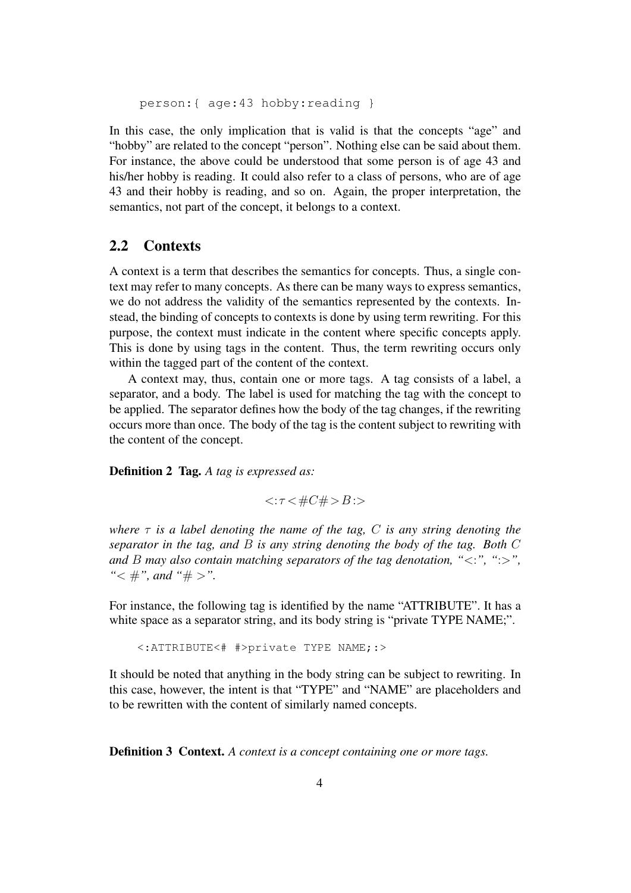```
person:{ age:43 hobby:reading }
```

In this case, the only implication that is valid is that the concepts "age" and "hobby" are related to the concept "person". Nothing else can be said about them. For instance, the above could be understood that some person is of age 43 and his/her hobby is reading. It could also refer to a class of persons, who are of age 43 and their hobby is reading, and so on. Again, the proper interpretation, the semantics, not part of the concept, it belongs to a context.

## 2.2 Contexts

A context is a term that describes the semantics for concepts. Thus, a single context may refer to many concepts. As there can be many ways to express semantics, we do not address the validity of the semantics represented by the contexts. Instead, the binding of concepts to contexts is done by using term rewriting. For this purpose, the context must indicate in the content where specific concepts apply. This is done by using tags in the content. Thus, the term rewriting occurs only within the tagged part of the content of the context.

A context may, thus, contain one or more tags. A tag consists of a label, a separator, and a body. The label is used for matching the tag with the concept to be applied. The separator defines how the body of the tag changes, if the rewriting occurs more than once. The body of the tag is the content subject to rewriting with the content of the concept.

**Definition 2 Tag.** *A tag is expressed as:*

$$<:\tau<\#C\#>B:>$$

*where $\tau$ is a label denoting the name of the tag, $C$ is any string denoting the separator in the tag, and $B$ is any string denoting the body of the tag. Both $C$ and $B$ may also contain matching separators of the tag denotation, "$<:$", "$:>$", "$<\#$", and "$\#>$".*

For instance, the following tag is identified by the name "ATTRIBUTE". It has a white space as a separator string, and its body string is "private TYPE NAME;".

```
<:ATTRIBUTE<# #>private TYPE NAME;:>
```

It should be noted that anything in the body string can be subject to rewriting. In this case, however, the intent is that "TYPE" and "NAME" are placeholders and to be rewritten with the content of similarly named concepts.

**Definition 3 Context.** *A context is a concept containing one or more tags.*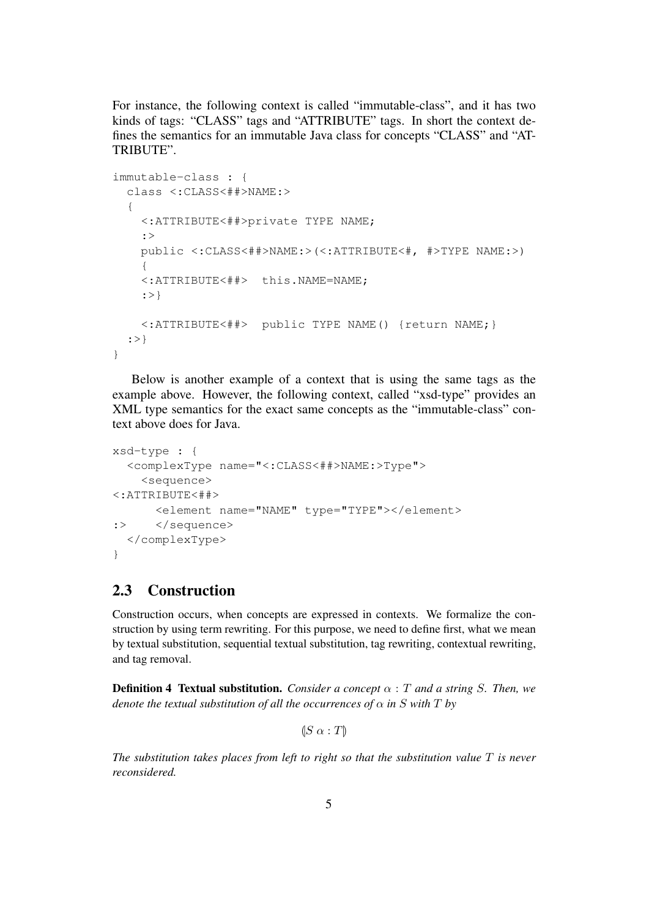For instance, the following context is called "immutable-class", and it has two kinds of tags: "CLASS" tags and "ATTRIBUTE" tags. In short the context defines the semantics for an immutable Java class for concepts "CLASS" and "ATTRIBUTE".

```
immutable-class : {
  class <:CLASS<##>NAME:>
  {
    <:ATTRIBUTE<##>private TYPE NAME;
    :>
    public <:CLASS<##>NAME:>(<:ATTRIBUTE<#, #>TYPE NAME:>)
    {
    <:ATTRIBUTE<##>  this.NAME=NAME;
    :>}

    <:ATTRIBUTE<##>  public TYPE NAME() {return NAME;}
  :>}
}
```

Below is another example of a context that is using the same tags as the example above. However, the following context, called "xsd-type" provides an XML type semantics for the exact same concepts as the "immutable-class" context above does for Java.

```
xsd-type : {
  <complexType name="<:CLASS<##>NAME:>Type">
    <sequence>
<:ATTRIBUTE<##>
      <element name="NAME" type="TYPE"></element>
:>    </sequence>
  </complexType>
}
```

## 2.3 Construction

Construction occurs, when concepts are expressed in contexts. We formalize the construction by using term rewriting. For this purpose, we need to define first, what we mean by textual substitution, sequential textual substitution, tag rewriting, contextual rewriting, and tag removal.

**Definition 4 Textual substitution.** *Consider a concept $\alpha : T$ and a string $S$. Then, we denote the textual substitution of all the occurrences of $\alpha$ in $S$ with $T$ by*

$$(\!| S\ \alpha : T |\!)$$

*The substitution takes places from left to right so that the substitution value $T$ is never reconsidered.*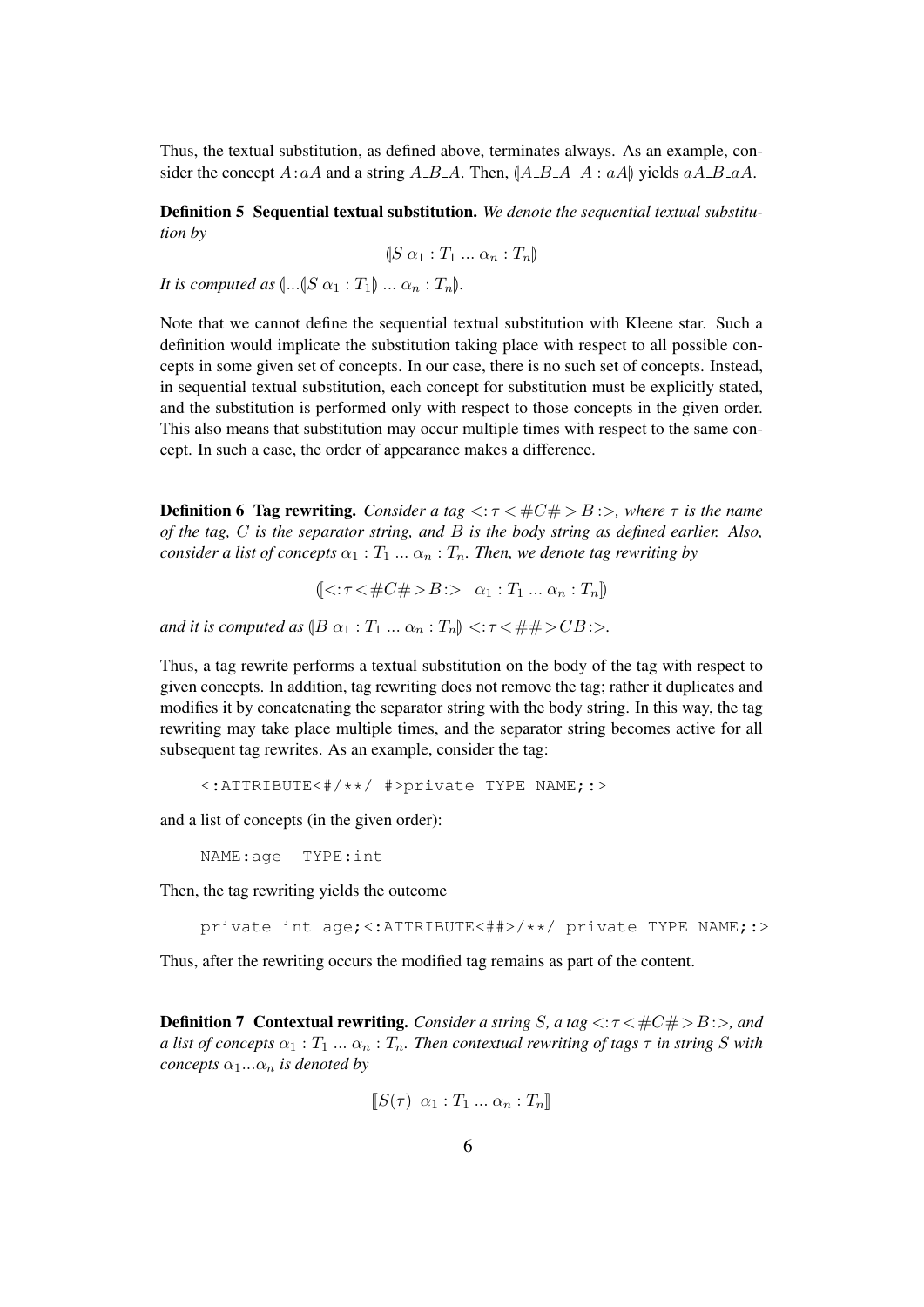Thus, the textual substitution, as defined above, terminates always. As an example, consider the concept $A\!:\!aA$ and a string $A\_B\_A$. Then, $(\!|A\_B\_A\ \ A : aA|\!)$ yields $aA\_B\_aA$.

**Definition 5 Sequential textual substitution.** *We denote the sequential textual substitution by*

$$(\!|S\ \alpha_1 : T_1\ ...\ \alpha_n : T_n|\!)$$

*It is computed as* $(\!|...(\!|S\ \alpha_1 : T_1|\!)\ ...\ \alpha_n : T_n|\!)$.

Note that we cannot define the sequential textual substitution with Kleene star. Such a definition would implicate the substitution taking place with respect to all possible concepts in some given set of concepts. In our case, there is no such set of concepts. Instead, in sequential textual substitution, each concept for substitution must be explicitly stated, and the substitution is performed only with respect to those concepts in the given order. This also means that substitution may occur multiple times with respect to the same concept. In such a case, the order of appearance makes a difference.

**Definition 6 Tag rewriting.** *Consider a tag* $<\!:\tau<\#C\#>B\!:\!>$*, where* $\tau$ *is the name of the tag,* $C$ *is the separator string, and* $B$ *is the body string as defined earlier. Also, consider a list of concepts* $\alpha_1 : T_1\ ...\ \alpha_n : T_n$*. Then, we denote tag rewriting by*

$$(\![<\!:\tau<\#C\#>B\!:\!>\ \ \ \alpha_1 : T_1\ ...\ \alpha_n : T_n]\!)$$

*and it is computed as* $(\!|B\ \alpha_1 : T_1\ ...\ \alpha_n : T_n|\!)\ <\!:\tau<\#\#>CB\!:\!>$.

Thus, a tag rewrite performs a textual substitution on the body of the tag with respect to given concepts. In addition, tag rewriting does not remove the tag; rather it duplicates and modifies it by concatenating the separator string with the body string. In this way, the tag rewriting may take place multiple times, and the separator string becomes active for all subsequent tag rewrites. As an example, consider the tag:

```
<:ATTRIBUTE<#/**/ #>private TYPE NAME;:>
```

and a list of concepts (in the given order):

```
NAME:age  TYPE:int
```

Then, the tag rewriting yields the outcome

```
private int age;<:ATTRIBUTE<##>/**/ private TYPE NAME;:>
```

Thus, after the rewriting occurs the modified tag remains as part of the content.

**Definition 7 Contextual rewriting.** *Consider a string* $S$*, a tag* $<\!:\tau<\#C\#>B\!:\!>$*, and a list of concepts* $\alpha_1 : T_1\ ...\ \alpha_n : T_n$*. Then contextual rewriting of tags* $\tau$ *in string* $S$ *with concepts* $\alpha_1 ... \alpha_n$ *is denoted by*

$$[\![S(\tau)\ \ \alpha_1 : T_1\ ...\ \alpha_n : T_n]\!]$$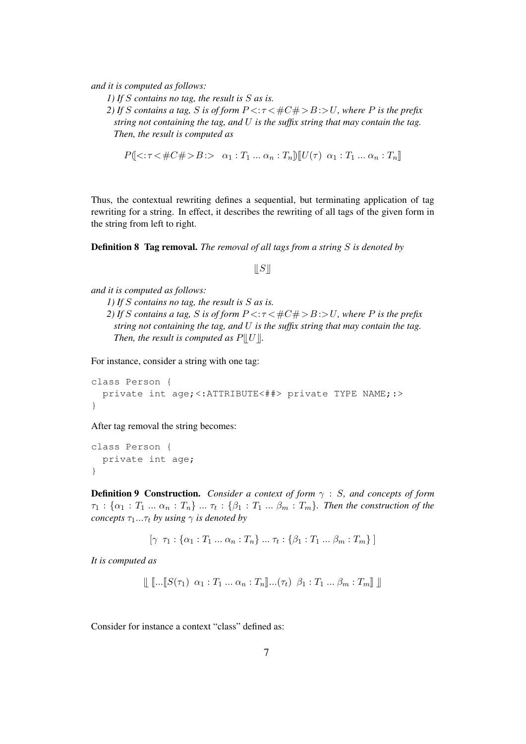*and it is computed as follows:*

*1) If $S$ contains no tag, the result is $S$ as is.*

*2) If $S$ contains a tag, $S$ is of form $P{<:}\tau{<}\#C\#{>}B{:>}U$, where $P$ is the prefix string not containing the tag, and $U$ is the suffix string that may contain the tag. Then, the result is computed as*

$$P(\![{<:}\tau{<}\#C\#{>}B{:>}\quad \alpha_1 : T_1 \ldots \alpha_n : T_n]\!)[\![U(\tau)\ \ \alpha_1 : T_1 \ldots \alpha_n : T_n]\!]$$

Thus, the contextual rewriting defines a sequential, but terminating application of tag rewriting for a string. In effect, it describes the rewriting of all tags of the given form in the string from left to right.

**Definition 8 Tag removal.** *The removal of all tags from a string $S$ is denoted by*

$$[\![S]\!]$$

*and it is computed as follows:*

*1) If $S$ contains no tag, the result is $S$ as is.*

*2) If $S$ contains a tag, $S$ is of form $P{<:}\tau{<}\#C\#{>}B{:>}U$, where $P$ is the prefix string not containing the tag, and $U$ is the suffix string that may contain the tag. Then, the result is computed as $P[\![U]\!]$.*

For instance, consider a string with one tag:

```
class Person {
  private int age;<:ATTRIBUTE<##> private TYPE NAME;:>
}
```

After tag removal the string becomes:

```
class Person {
  private int age;
}
```

**Definition 9 Construction.** *Consider a context of form $\gamma : S$, and concepts of form $\tau_1 : \{\alpha_1 : T_1 \ldots \alpha_n : T_n\} \ldots \tau_t : \{\beta_1 : T_1 \ldots \beta_m : T_m\}$. Then the construction of the concepts $\tau_1 \ldots \tau_t$ by using $\gamma$ is denoted by*

$$[\gamma\ \ \tau_1 : \{\alpha_1 : T_1 \ldots \alpha_n : T_n\} \ldots \tau_t : \{\beta_1 : T_1 \ldots \beta_m : T_m\}\ ]$$

*It is computed as*

$$[\![\ [\![\ldots[\![S(\tau_1)\ \ \alpha_1 : T_1 \ldots \alpha_n : T_n]\!]\ldots(\tau_t)\ \ \beta_1 : T_1 \ldots \beta_m : T_m]\!]\ ]\!]$$

Consider for instance a context "class" defined as: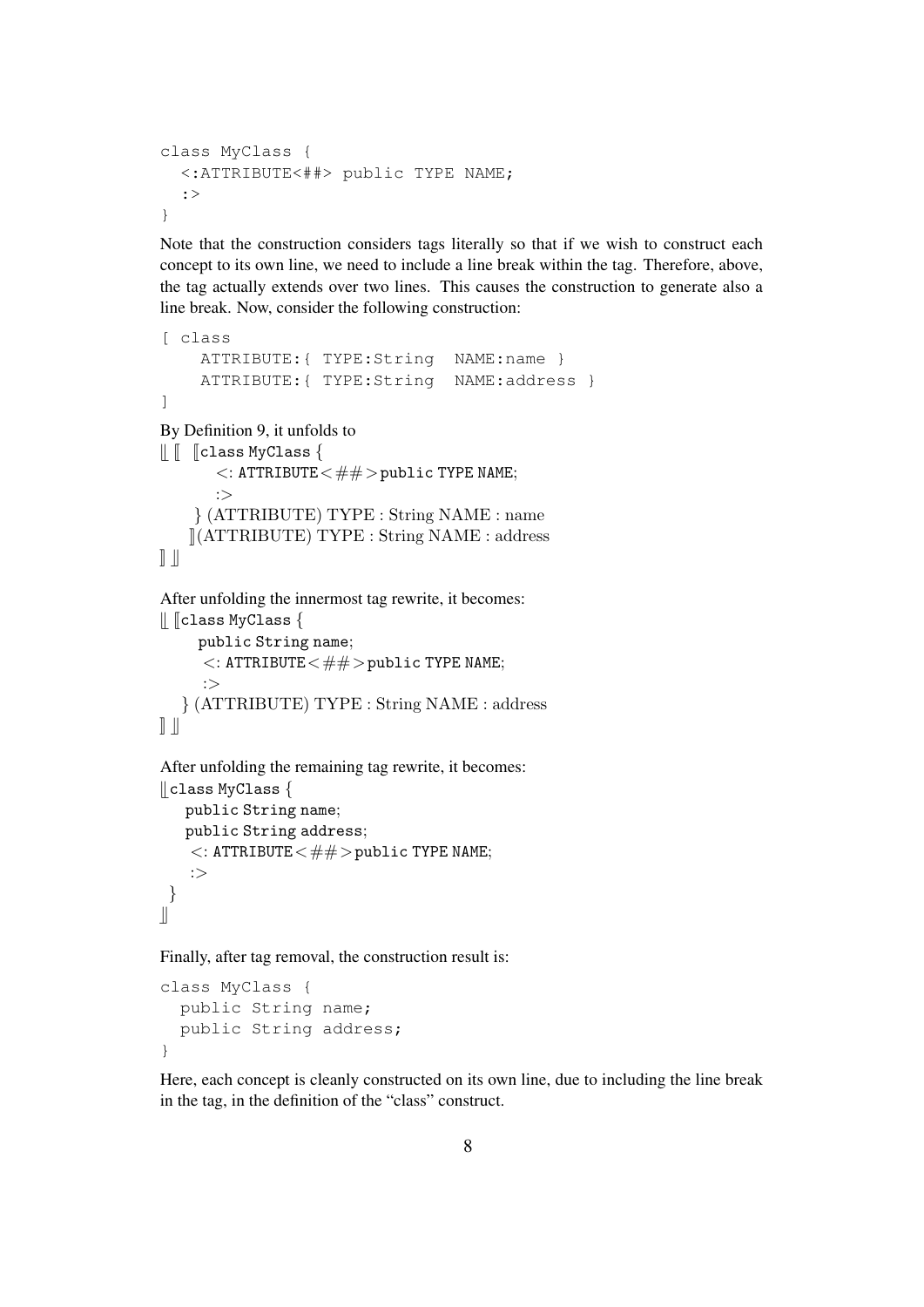```
class MyClass {
  <:ATTRIBUTE<##> public TYPE NAME;
  :>
}
```

Note that the construction considers tags literally so that if we wish to construct each concept to its own line, we need to include a line break within the tag. Therefore, above, the tag actually extends over two lines. This causes the construction to generate also a line break. Now, consider the following construction:

```
[ class
    ATTRIBUTE:{ TYPE:String  NAME:name }
    ATTRIBUTE:{ TYPE:String  NAME:address }
]
```

By Definition 9, it unfolds to

```
⟦ ⟦  ⟦class MyClass {
        <: ATTRIBUTE<##>public TYPE NAME;
        :>
     } (ATTRIBUTE) TYPE : String NAME : name
    ⟧(ATTRIBUTE) TYPE : String NAME : address
⟧ ⟧
```

After unfolding the innermost tag rewrite, it becomes:

```
⟦ ⟦class MyClass {
     public String name;
      <: ATTRIBUTE<##>public TYPE NAME;
      :>
   } (ATTRIBUTE) TYPE : String NAME : address
⟧ ⟧
```

After unfolding the remaining tag rewrite, it becomes:

```
⟦class MyClass {
   public String name;
   public String address;
    <: ATTRIBUTE<##>public TYPE NAME;
    :>
 }
⟧
```

Finally, after tag removal, the construction result is:

```
class MyClass {
  public String name;
  public String address;
}
```

Here, each concept is cleanly constructed on its own line, due to including the line break in the tag, in the definition of the "class" construct.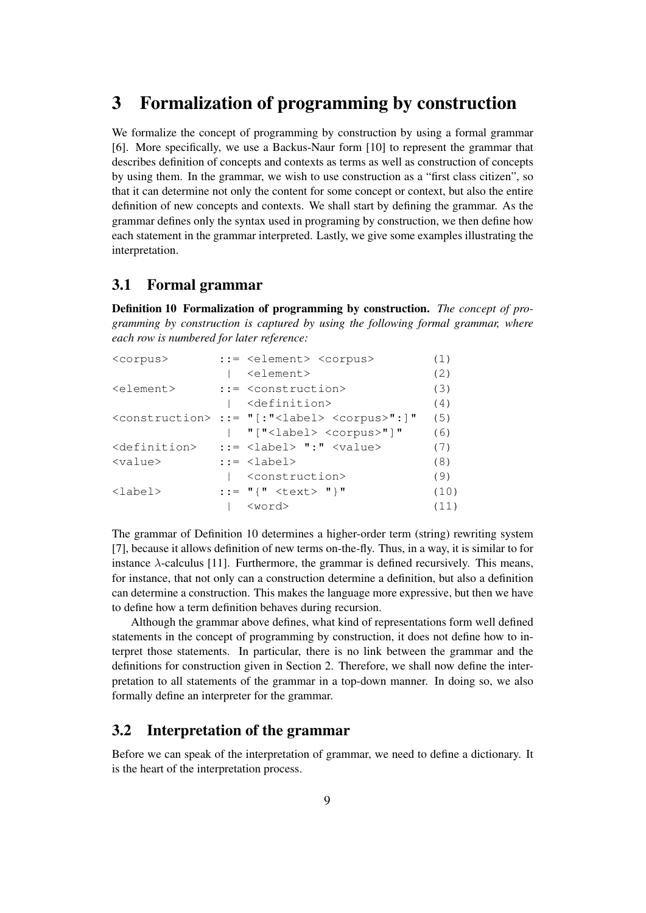# 3 Formalization of programming by construction

We formalize the concept of programming by construction by using a formal grammar [6]. More specifically, we use a Backus-Naur form [10] to represent the grammar that describes definition of concepts and contexts as terms as well as construction of concepts by using them. In the grammar, we wish to use construction as a "first class citizen", so that it can determine not only the content for some concept or context, but also the entire definition of new concepts and contexts. We shall start by defining the grammar. As the grammar defines only the syntax used in programing by construction, we then define how each statement in the grammar interpreted. Lastly, we give some examples illustrating the interpretation.

## 3.1 Formal grammar

**Definition 10 Formalization of programming by construction.** *The concept of programming by construction is captured by using the following formal grammar, where each row is numbered for later reference:*

```
<corpus>        ::= <element> <corpus>          (1)
                 |  <element>                   (2)
<element>       ::= <construction>              (3)
                 |  <definition>                (4)
<construction> ::= "[:"<label> <corpus>":]"  (5)
                 |  "["<label> <corpus>"]"     (6)
<definition>    ::= <label> ":" <value>         (7)
<value>         ::= <label>                     (8)
                 |  <construction>              (9)
<label>         ::= "{" <text> "}"              (10)
                 |  <word>                      (11)
```

The grammar of Definition 10 determines a higher-order term (string) rewriting system [7], because it allows definition of new terms on-the-fly. Thus, in a way, it is similar to for instance $\lambda$-calculus [11]. Furthermore, the grammar is defined recursively. This means, for instance, that not only can a construction determine a definition, but also a definition can determine a construction. This makes the language more expressive, but then we have to define how a term definition behaves during recursion.

Although the grammar above defines, what kind of representations form well defined statements in the concept of programming by construction, it does not define how to interpret those statements. In particular, there is no link between the grammar and the definitions for construction given in Section 2. Therefore, we shall now define the interpretation to all statements of the grammar in a top-down manner. In doing so, we also formally define an interpreter for the grammar.

## 3.2 Interpretation of the grammar

Before we can speak of the interpretation of grammar, we need to define a dictionary. It is the heart of the interpretation process.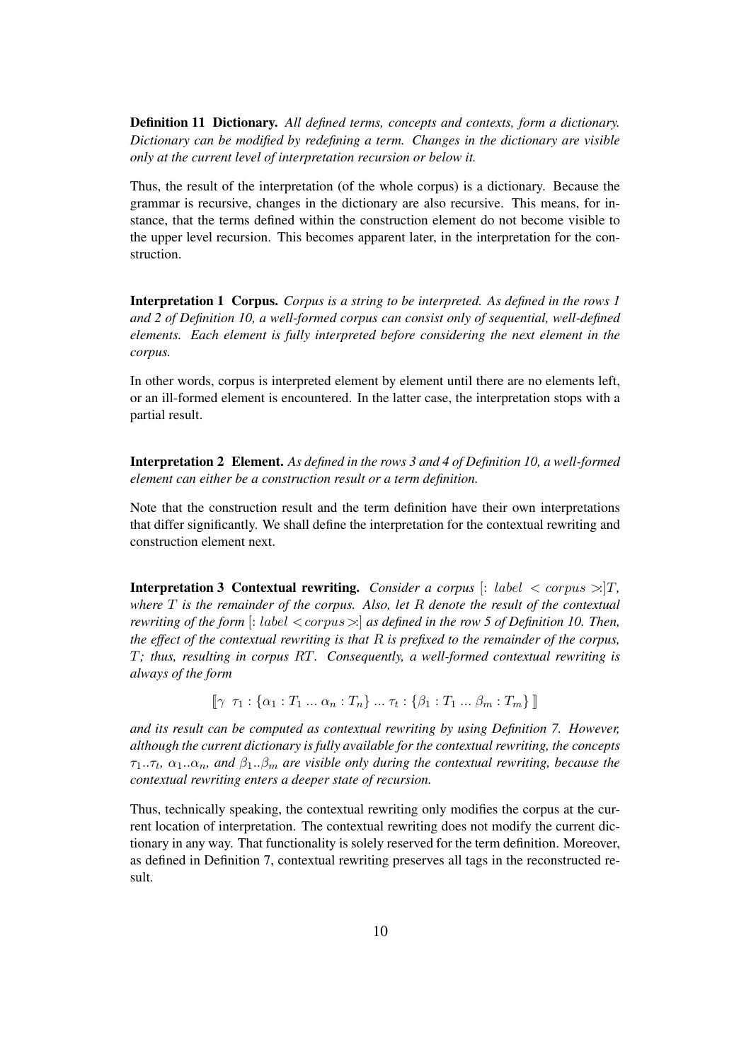**Definition 11 Dictionary.** *All defined terms, concepts and contexts, form a dictionary. Dictionary can be modified by redefining a term. Changes in the dictionary are visible only at the current level of interpretation recursion or below it.*

Thus, the result of the interpretation (of the whole corpus) is a dictionary. Because the grammar is recursive, changes in the dictionary are also recursive. This means, for instance, that the terms defined within the construction element do not become visible to the upper level recursion. This becomes apparent later, in the interpretation for the construction.

**Interpretation 1 Corpus.** *Corpus is a string to be interpreted. As defined in the rows 1 and 2 of Definition 10, a well-formed corpus can consist only of sequential, well-defined elements. Each element is fully interpreted before considering the next element in the corpus.*

In other words, corpus is interpreted element by element until there are no elements left, or an ill-formed element is encountered. In the latter case, the interpretation stops with a partial result.

**Interpretation 2 Element.** *As defined in the rows 3 and 4 of Definition 10, a well-formed element can either be a construction result or a term definition.*

Note that the construction result and the term definition have their own interpretations that differ significantly. We shall define the interpretation for the contextual rewriting and construction element next.

**Interpretation 3 Contextual rewriting.** *Consider a corpus* $[:\ label\ <corpus>:]T$*, where* $T$ *is the remainder of the corpus. Also, let* $R$ *denote the result of the contextual rewriting of the form* $[:\ label <corpus>:]$ *as defined in the row 5 of Definition 10. Then, the effect of the contextual rewriting is that* $R$ *is prefixed to the remainder of the corpus,* $T$*; thus, resulting in corpus* $RT$*. Consequently, a well-formed contextual rewriting is always of the form*

$$[\![\gamma\ \ \tau_1 : \{\alpha_1 : T_1 \ ...\ \alpha_n : T_n\}\ ...\ \tau_t : \{\beta_1 : T_1 \ ...\ \beta_m : T_m\}\ ]\!]$$

*and its result can be computed as contextual rewriting by using Definition 7. However, although the current dictionary is fully available for the contextual rewriting, the concepts* $\tau_1..\tau_t$*,* $\alpha_1..\alpha_n$*, and* $\beta_1..\beta_m$ *are visible only during the contextual rewriting, because the contextual rewriting enters a deeper state of recursion.*

Thus, technically speaking, the contextual rewriting only modifies the corpus at the current location of interpretation. The contextual rewriting does not modify the current dictionary in any way. That functionality is solely reserved for the term definition. Moreover, as defined in Definition 7, contextual rewriting preserves all tags in the reconstructed result.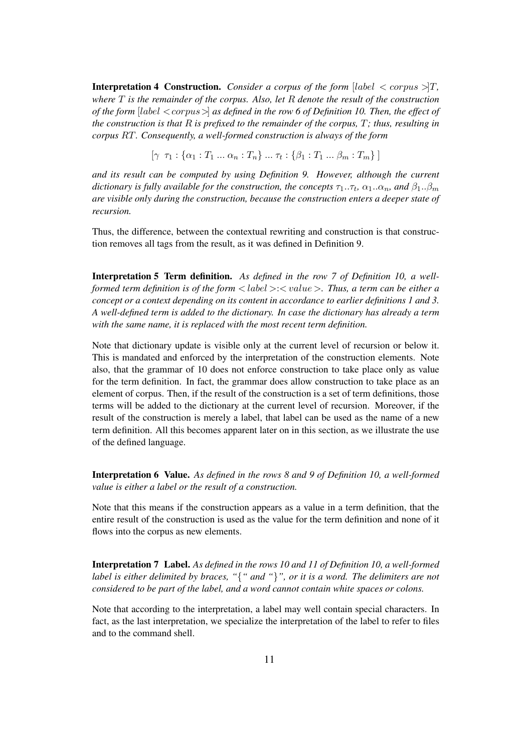**Interpretation 4 Construction.** *Consider a corpus of the form* $[label < corpus >]T$*, where* $T$ *is the remainder of the corpus. Also, let* $R$ *denote the result of the construction of the form* $[label < corpus >]$ *as defined in the row 6 of Definition 10. Then, the effect of the construction is that* $R$ *is prefixed to the remainder of the corpus,* $T$*; thus, resulting in corpus* $RT$*. Consequently, a well-formed construction is always of the form*

$$[\gamma \ \tau_1 : \{\alpha_1 : T_1 \ ... \ \alpha_n : T_n\} \ ... \ \tau_t : \{\beta_1 : T_1 \ ... \ \beta_m : T_m\} \ ]$$

*and its result can be computed by using Definition 9. However, although the current dictionary is fully available for the construction, the concepts* $\tau_1..\tau_t$*,* $\alpha_1..\alpha_n$*, and* $\beta_1..\beta_m$ *are visible only during the construction, because the construction enters a deeper state of recursion.*

Thus, the difference, between the contextual rewriting and construction is that construction removes all tags from the result, as it was defined in Definition 9.

**Interpretation 5 Term definition.** *As defined in the row 7 of Definition 10, a well-formed term definition is of the form* $< label >:< value >$*. Thus, a term can be either a concept or a context depending on its content in accordance to earlier definitions 1 and 3. A well-defined term is added to the dictionary. In case the dictionary has already a term with the same name, it is replaced with the most recent term definition.*

Note that dictionary update is visible only at the current level of recursion or below it. This is mandated and enforced by the interpretation of the construction elements. Note also, that the grammar of 10 does not enforce construction to take place only as value for the term definition. In fact, the grammar does allow construction to take place as an element of corpus. Then, if the result of the construction is a set of term definitions, those terms will be added to the dictionary at the current level of recursion. Moreover, if the result of the construction is merely a label, that label can be used as the name of a new term definition. All this becomes apparent later on in this section, as we illustrate the use of the defined language.

**Interpretation 6 Value.** *As defined in the rows 8 and 9 of Definition 10, a well-formed value is either a label or the result of a construction.*

Note that this means if the construction appears as a value in a term definition, that the entire result of the construction is used as the value for the term definition and none of it flows into the corpus as new elements.

**Interpretation 7 Label.** *As defined in the rows 10 and 11 of Definition 10, a well-formed label is either delimited by braces, "{" and "}", or it is a word. The delimiters are not considered to be part of the label, and a word cannot contain white spaces or colons.*

Note that according to the interpretation, a label may well contain special characters. In fact, as the last interpretation, we specialize the interpretation of the label to refer to files and to the command shell.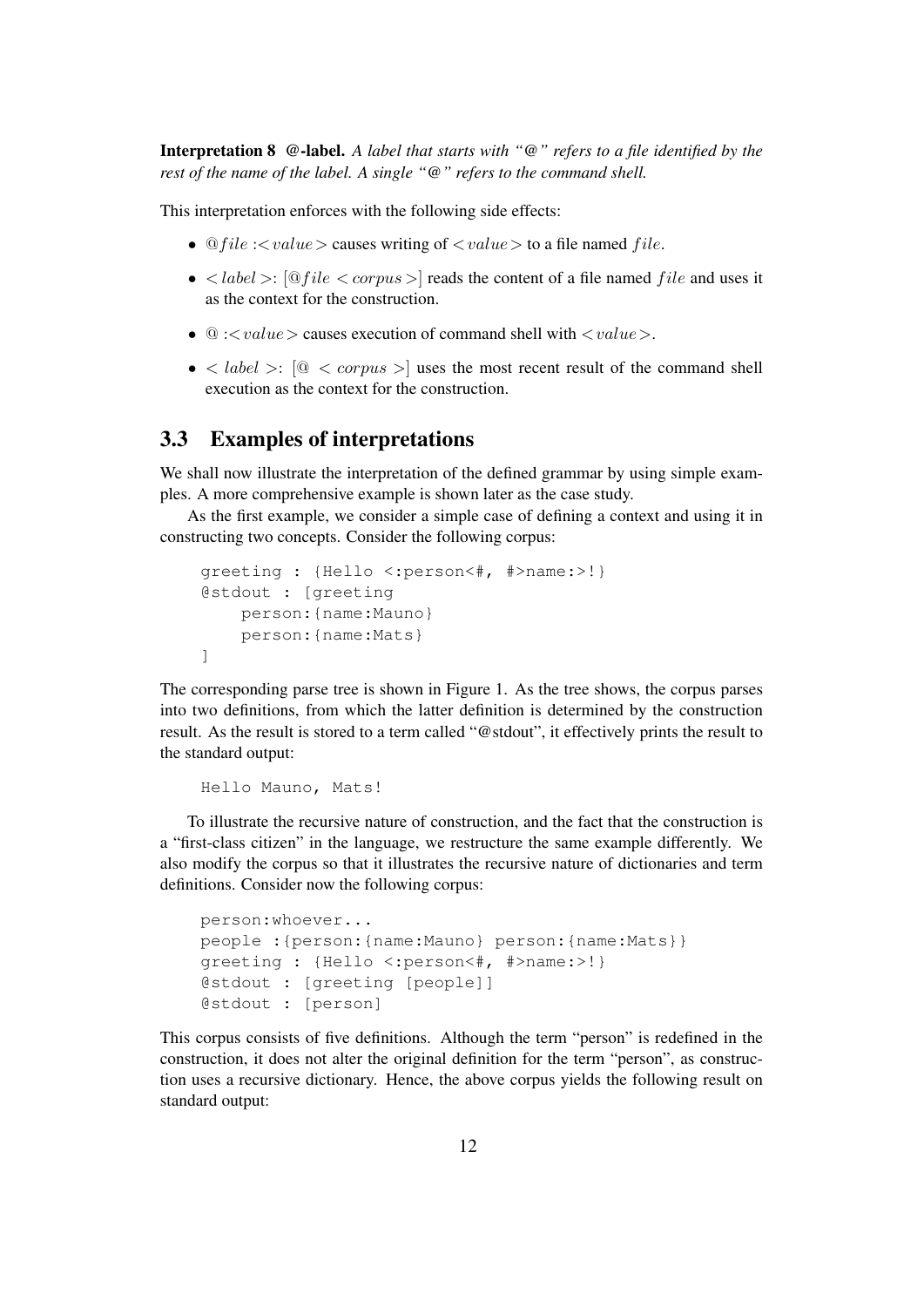**Interpretation 8 @-label.** *A label that starts with "@" refers to a file identified by the rest of the name of the label. A single "@" refers to the command shell.*

This interpretation enforces with the following side effects:

- $@file$ :$<value>$ causes writing of $<value>$ to a file named $file$.
- $<label>$: [$@file$ $<corpus>$] reads the content of a file named $file$ and uses it as the context for the construction.
- @ :$<value>$ causes execution of command shell with $<value>$.
- $<label>$: [@ $<corpus>$] uses the most recent result of the command shell execution as the context for the construction.

## 3.3 Examples of interpretations

We shall now illustrate the interpretation of the defined grammar by using simple examples. A more comprehensive example is shown later as the case study.

As the first example, we consider a simple case of defining a context and using it in constructing two concepts. Consider the following corpus:

```
greeting : {Hello <:person<#, #>name:>!}
@stdout : [greeting
    person:{name:Mauno}
    person:{name:Mats}
]
```

The corresponding parse tree is shown in Figure 1. As the tree shows, the corpus parses into two definitions, from which the latter definition is determined by the construction result. As the result is stored to a term called "@stdout", it effectively prints the result to the standard output:

```
Hello Mauno, Mats!
```

To illustrate the recursive nature of construction, and the fact that the construction is a "first-class citizen" in the language, we restructure the same example differently. We also modify the corpus so that it illustrates the recursive nature of dictionaries and term definitions. Consider now the following corpus:

```
person:whoever...
people :{person:{name:Mauno} person:{name:Mats}}
greeting : {Hello <:person<#, #>name:>!}
@stdout : [greeting [people]]
@stdout : [person]
```

This corpus consists of five definitions. Although the term "person" is redefined in the construction, it does not alter the original definition for the term "person", as construction uses a recursive dictionary. Hence, the above corpus yields the following result on standard output: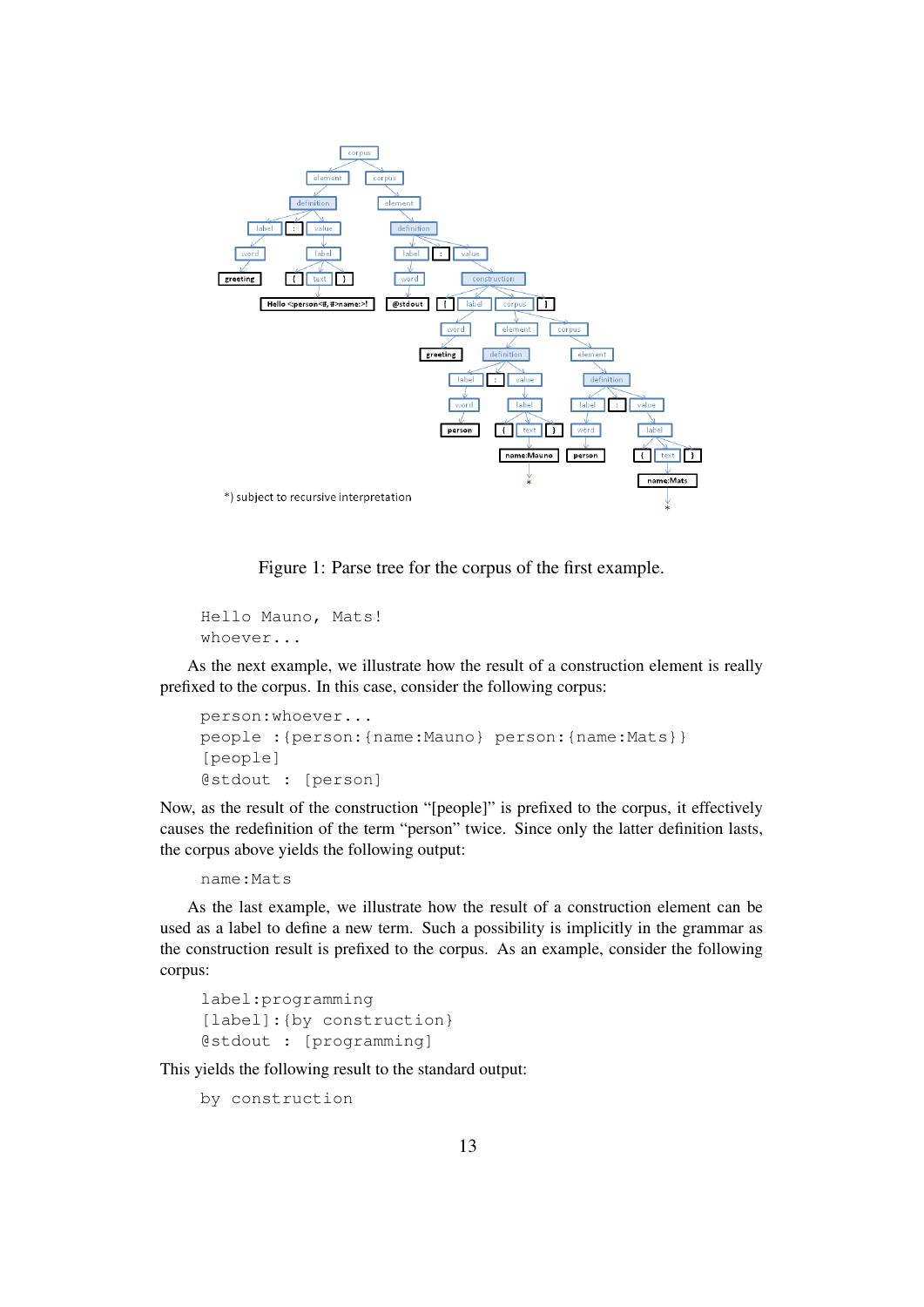*) subject to recursive interpretation

Figure 1: Parse tree for the corpus of the first example.

```
Hello Mauno, Mats!
whoever...
```

As the next example, we illustrate how the result of a construction element is really prefixed to the corpus. In this case, consider the following corpus:

```
person:whoever...
people :{person:{name:Mauno} person:{name:Mats}}
[people]
@stdout : [person]
```

Now, as the result of the construction “[people]” is prefixed to the corpus, it effectively causes the redefinition of the term “person” twice. Since only the latter definition lasts, the corpus above yields the following output:

```
name:Mats
```

As the last example, we illustrate how the result of a construction element can be used as a label to define a new term. Such a possibility is implicitly in the grammar as the construction result is prefixed to the corpus. As an example, consider the following corpus:

```
label:programming
[label]:{by construction}
@stdout : [programming]
```

This yields the following result to the standard output:

```
by construction
```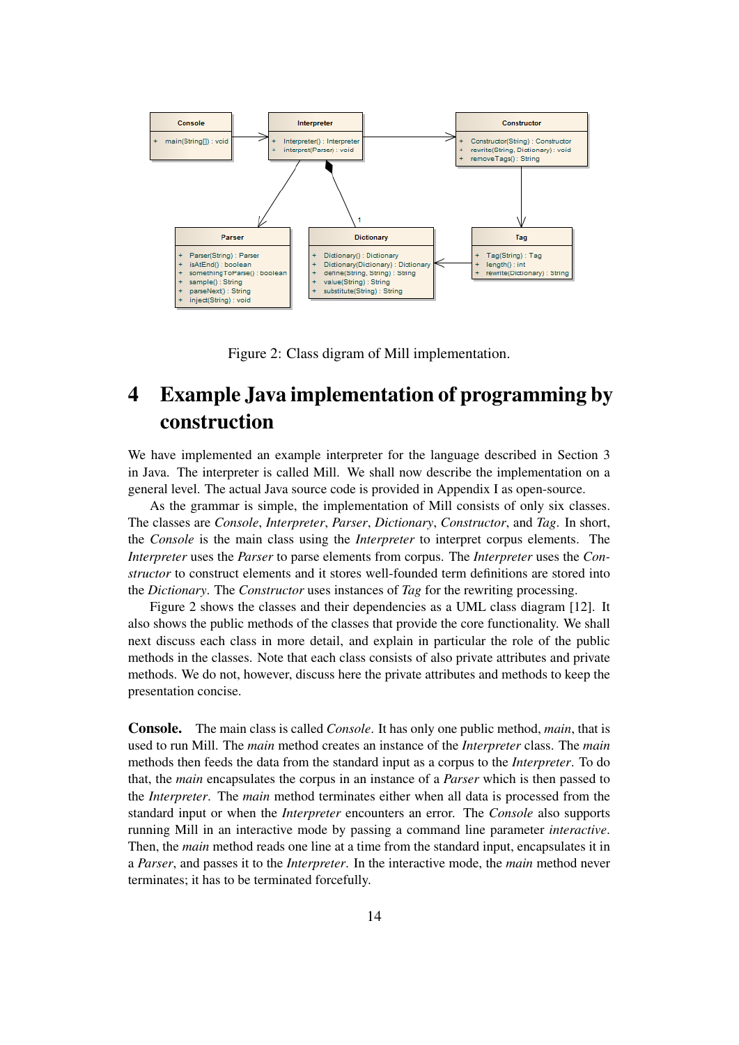Figure 2: Class digram of Mill implementation.

# 4 Example Java implementation of programming by construction

We have implemented an example interpreter for the language described in Section 3 in Java. The interpreter is called Mill. We shall now describe the implementation on a general level. The actual Java source code is provided in Appendix I as open-source.

As the grammar is simple, the implementation of Mill consists of only six classes. The classes are *Console*, *Interpreter*, *Parser*, *Dictionary*, *Constructor*, and *Tag*. In short, the *Console* is the main class using the *Interpreter* to interpret corpus elements. The *Interpreter* uses the *Parser* to parse elements from corpus. The *Interpreter* uses the *Constructor* to construct elements and it stores well-founded term definitions are stored into the *Dictionary*. The *Constructor* uses instances of *Tag* for the rewriting processing.

Figure 2 shows the classes and their dependencies as a UML class diagram [12]. It also shows the public methods of the classes that provide the core functionality. We shall next discuss each class in more detail, and explain in particular the role of the public methods in the classes. Note that each class consists of also private attributes and private methods. We do not, however, discuss here the private attributes and methods to keep the presentation concise.

**Console.** The main class is called *Console*. It has only one public method, *main*, that is used to run Mill. The *main* method creates an instance of the *Interpreter* class. The *main* methods then feeds the data from the standard input as a corpus to the *Interpreter*. To do that, the *main* encapsulates the corpus in an instance of a *Parser* which is then passed to the *Interpreter*. The *main* method terminates either when all data is processed from the standard input or when the *Interpreter* encounters an error. The *Console* also supports running Mill in an interactive mode by passing a command line parameter *interactive*. Then, the *main* method reads one line at a time from the standard input, encapsulates it in a *Parser*, and passes it to the *Interpreter*. In the interactive mode, the *main* method never terminates; it has to be terminated forcefully.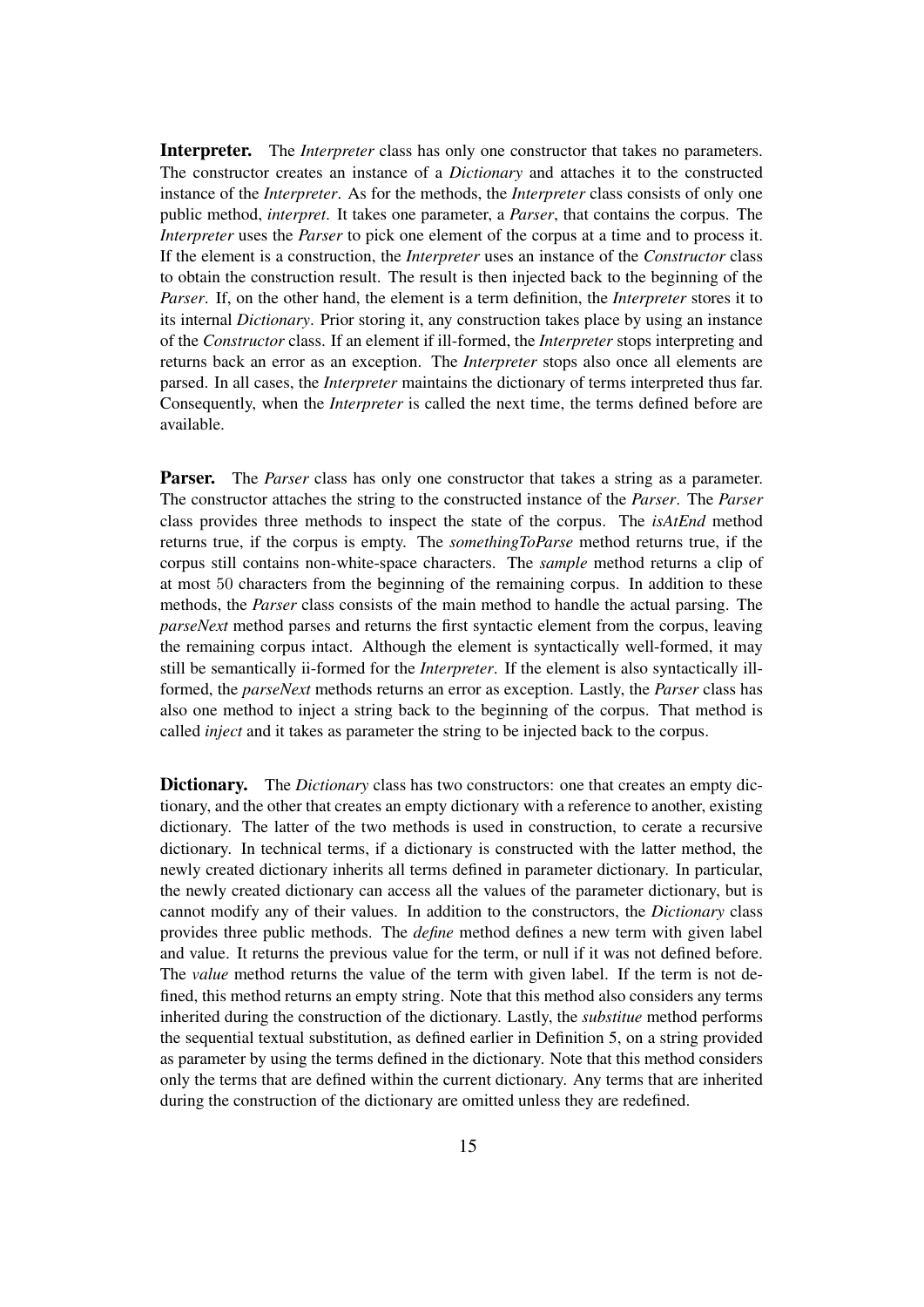**Interpreter.** The *Interpreter* class has only one constructor that takes no parameters. The constructor creates an instance of a *Dictionary* and attaches it to the constructed instance of the *Interpreter*. As for the methods, the *Interpreter* class consists of only one public method, *interpret*. It takes one parameter, a *Parser*, that contains the corpus. The *Interpreter* uses the *Parser* to pick one element of the corpus at a time and to process it. If the element is a construction, the *Interpreter* uses an instance of the *Constructor* class to obtain the construction result. The result is then injected back to the beginning of the *Parser*. If, on the other hand, the element is a term definition, the *Interpreter* stores it to its internal *Dictionary*. Prior storing it, any construction takes place by using an instance of the *Constructor* class. If an element if ill-formed, the *Interpreter* stops interpreting and returns back an error as an exception. The *Interpreter* stops also once all elements are parsed. In all cases, the *Interpreter* maintains the dictionary of terms interpreted thus far. Consequently, when the *Interpreter* is called the next time, the terms defined before are available.

**Parser.** The *Parser* class has only one constructor that takes a string as a parameter. The constructor attaches the string to the constructed instance of the *Parser*. The *Parser* class provides three methods to inspect the state of the corpus. The *isAtEnd* method returns true, if the corpus is empty. The *somethingToParse* method returns true, if the corpus still contains non-white-space characters. The *sample* method returns a clip of at most 50 characters from the beginning of the remaining corpus. In addition to these methods, the *Parser* class consists of the main method to handle the actual parsing. The *parseNext* method parses and returns the first syntactic element from the corpus, leaving the remaining corpus intact. Although the element is syntactically well-formed, it may still be semantically ii-formed for the *Interpreter*. If the element is also syntactically ill-formed, the *parseNext* methods returns an error as exception. Lastly, the *Parser* class has also one method to inject a string back to the beginning of the corpus. That method is called *inject* and it takes as parameter the string to be injected back to the corpus.

**Dictionary.** The *Dictionary* class has two constructors: one that creates an empty dictionary, and the other that creates an empty dictionary with a reference to another, existing dictionary. The latter of the two methods is used in construction, to cerate a recursive dictionary. In technical terms, if a dictionary is constructed with the latter method, the newly created dictionary inherits all terms defined in parameter dictionary. In particular, the newly created dictionary can access all the values of the parameter dictionary, but is cannot modify any of their values. In addition to the constructors, the *Dictionary* class provides three public methods. The *define* method defines a new term with given label and value. It returns the previous value for the term, or null if it was not defined before. The *value* method returns the value of the term with given label. If the term is not defined, this method returns an empty string. Note that this method also considers any terms inherited during the construction of the dictionary. Lastly, the *substitue* method performs the sequential textual substitution, as defined earlier in Definition 5, on a string provided as parameter by using the terms defined in the dictionary. Note that this method considers only the terms that are defined within the current dictionary. Any terms that are inherited during the construction of the dictionary are omitted unless they are redefined.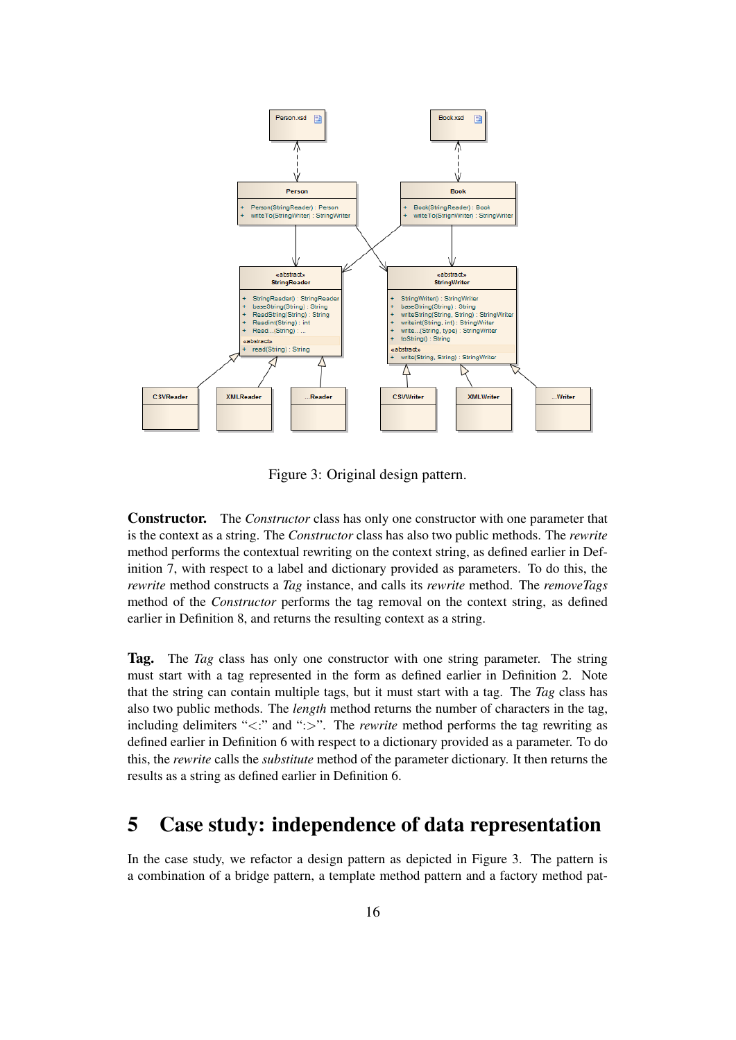Figure 3: Original design pattern.

**Constructor.** The *Constructor* class has only one constructor with one parameter that is the context as a string. The *Constructor* class has also two public methods. The *rewrite* method performs the contextual rewriting on the context string, as defined earlier in Definition 7, with respect to a label and dictionary provided as parameters. To do this, the *rewrite* method constructs a *Tag* instance, and calls its *rewrite* method. The *removeTags* method of the *Constructor* performs the tag removal on the context string, as defined earlier in Definition 8, and returns the resulting context as a string.

**Tag.** The *Tag* class has only one constructor with one string parameter. The string must start with a tag represented in the form as defined earlier in Definition 2. Note that the string can contain multiple tags, but it must start with a tag. The *Tag* class has also two public methods. The *length* method returns the number of characters in the tag, including delimiters "<:" and ":>". The *rewrite* method performs the tag rewriting as defined earlier in Definition 6 with respect to a dictionary provided as a parameter. To do this, the *rewrite* calls the *substitute* method of the parameter dictionary. It then returns the results as a string as defined earlier in Definition 6.

# 5 Case study: independence of data representation

In the case study, we refactor a design pattern as depicted in Figure 3. The pattern is a combination of a bridge pattern, a template method pattern and a factory method pat-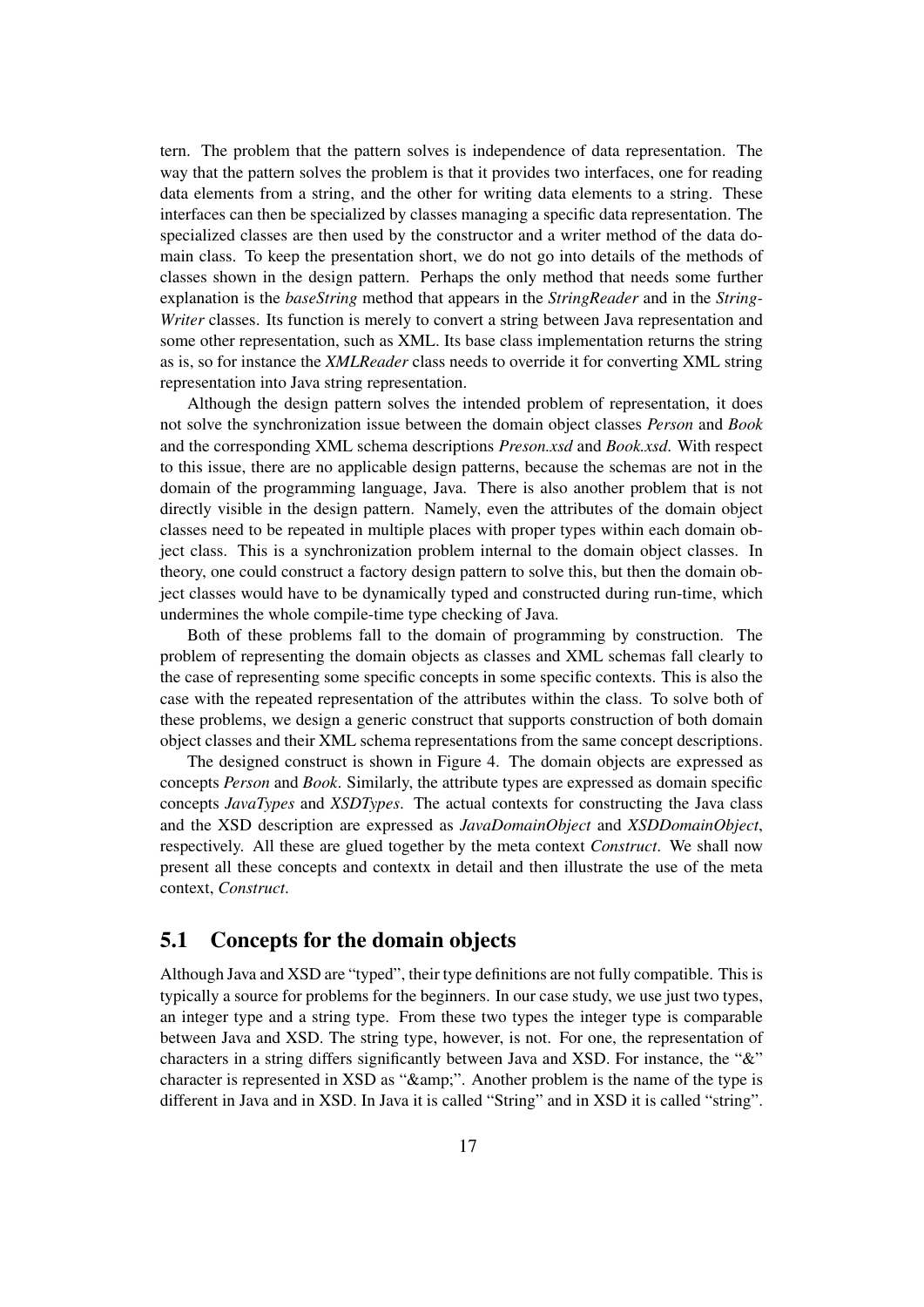tern. The problem that the pattern solves is independence of data representation. The way that the pattern solves the problem is that it provides two interfaces, one for reading data elements from a string, and the other for writing data elements to a string. These interfaces can then be specialized by classes managing a specific data representation. The specialized classes are then used by the constructor and a writer method of the data domain class. To keep the presentation short, we do not go into details of the methods of classes shown in the design pattern. Perhaps the only method that needs some further explanation is the *baseString* method that appears in the *StringReader* and in the *StringWriter* classes. Its function is merely to convert a string between Java representation and some other representation, such as XML. Its base class implementation returns the string as is, so for instance the *XMLReader* class needs to override it for converting XML string representation into Java string representation.

Although the design pattern solves the intended problem of representation, it does not solve the synchronization issue between the domain object classes *Person* and *Book* and the corresponding XML schema descriptions *Preson.xsd* and *Book.xsd*. With respect to this issue, there are no applicable design patterns, because the schemas are not in the domain of the programming language, Java. There is also another problem that is not directly visible in the design pattern. Namely, even the attributes of the domain object classes need to be repeated in multiple places with proper types within each domain object class. This is a synchronization problem internal to the domain object classes. In theory, one could construct a factory design pattern to solve this, but then the domain object classes would have to be dynamically typed and constructed during run-time, which undermines the whole compile-time type checking of Java.

Both of these problems fall to the domain of programming by construction. The problem of representing the domain objects as classes and XML schemas fall clearly to the case of representing some specific concepts in some specific contexts. This is also the case with the repeated representation of the attributes within the class. To solve both of these problems, we design a generic construct that supports construction of both domain object classes and their XML schema representations from the same concept descriptions.

The designed construct is shown in Figure 4. The domain objects are expressed as concepts *Person* and *Book*. Similarly, the attribute types are expressed as domain specific concepts *JavaTypes* and *XSDTypes*. The actual contexts for constructing the Java class and the XSD description are expressed as *JavaDomainObject* and *XSDDomainObject*, respectively. All these are glued together by the meta context *Construct*. We shall now present all these concepts and contextx in detail and then illustrate the use of the meta context, *Construct*.

## 5.1 Concepts for the domain objects

Although Java and XSD are "typed", their type definitions are not fully compatible. This is typically a source for problems for the beginners. In our case study, we use just two types, an integer type and a string type. From these two types the integer type is comparable between Java and XSD. The string type, however, is not. For one, the representation of characters in a string differs significantly between Java and XSD. For instance, the "&" character is represented in XSD as "&amp;". Another problem is the name of the type is different in Java and in XSD. In Java it is called "String" and in XSD it is called "string".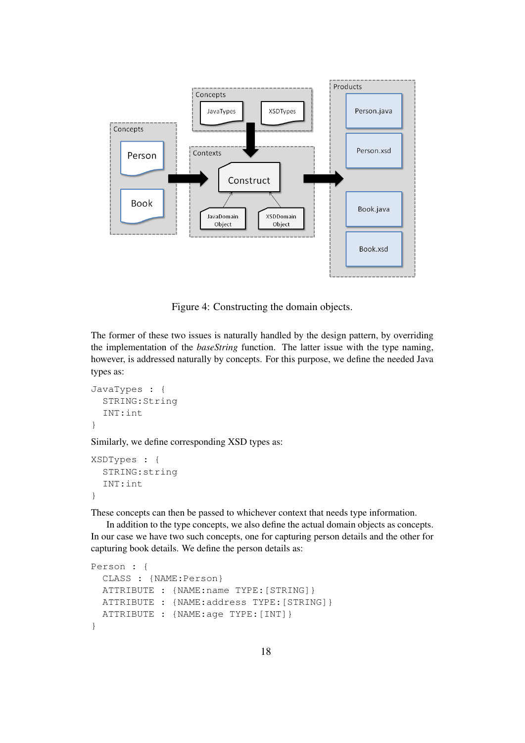Figure 4: Constructing the domain objects.

The former of these two issues is naturally handled by the design pattern, by overriding the implementation of the *baseString* function. The latter issue with the type naming, however, is addressed naturally by concepts. For this purpose, we define the needed Java types as:

```
JavaTypes : {
  STRING:String
  INT:int
}
```

Similarly, we define corresponding XSD types as:

```
XSDTypes : {
  STRING:string
  INT:int
}
```

These concepts can then be passed to whichever context that needs type information.

In addition to the type concepts, we also define the actual domain objects as concepts. In our case we have two such concepts, one for capturing person details and the other for capturing book details. We define the person details as:

```
Person : {
  CLASS : {NAME:Person}
  ATTRIBUTE : {NAME:name TYPE:[STRING]}
  ATTRIBUTE : {NAME:address TYPE:[STRING]}
  ATTRIBUTE : {NAME:age TYPE:[INT]}
}
```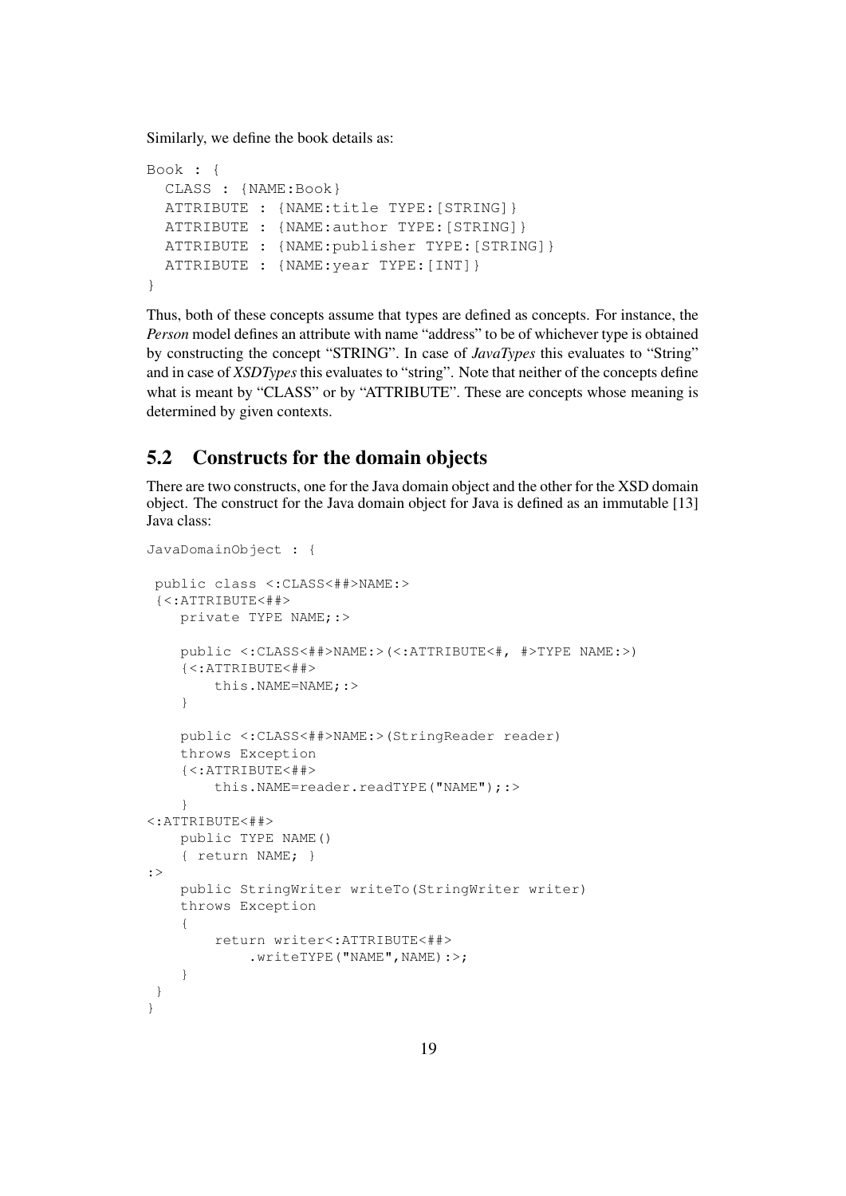Similarly, we define the book details as:

```
Book : {
  CLASS : {NAME:Book}
  ATTRIBUTE : {NAME:title TYPE:[STRING]}
  ATTRIBUTE : {NAME:author TYPE:[STRING]}
  ATTRIBUTE : {NAME:publisher TYPE:[STRING]}
  ATTRIBUTE : {NAME:year TYPE:[INT]}
}
```

Thus, both of these concepts assume that types are defined as concepts. For instance, the *Person* model defines an attribute with name "address" to be of whichever type is obtained by constructing the concept "STRING". In case of *JavaTypes* this evaluates to "String" and in case of *XSDTypes* this evaluates to "string". Note that neither of the concepts define what is meant by "CLASS" or by "ATTRIBUTE". These are concepts whose meaning is determined by given contexts.

## 5.2 Constructs for the domain objects

There are two constructs, one for the Java domain object and the other for the XSD domain object. The construct for the Java domain object for Java is defined as an immutable [13] Java class:

```
JavaDomainObject : {

 public class <:CLASS<##>NAME:>
 {<:ATTRIBUTE<##>
    private TYPE NAME;:>

    public <:CLASS<##>NAME:>(<:ATTRIBUTE<#, #>TYPE NAME:>)
    {<:ATTRIBUTE<##>
        this.NAME=NAME;:>
    }

    public <:CLASS<##>NAME:>(StringReader reader)
    throws Exception
    {<:ATTRIBUTE<##>
        this.NAME=reader.readTYPE("NAME");:>
    }
<:ATTRIBUTE<##>
    public TYPE NAME()
    { return NAME; }
:>
    public StringWriter writeTo(StringWriter writer)
    throws Exception
    {
        return writer<:ATTRIBUTE<##>
            .writeTYPE("NAME",NAME):>;
    }
 }
}
```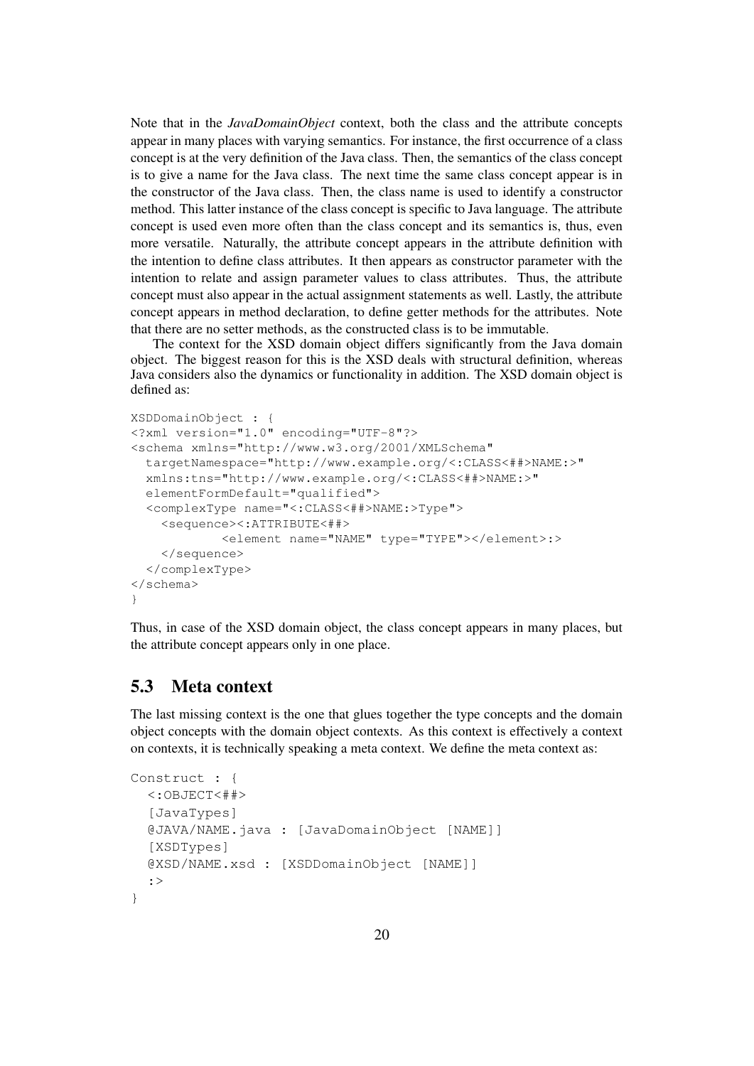Note that in the *JavaDomainObject* context, both the class and the attribute concepts appear in many places with varying semantics. For instance, the first occurrence of a class concept is at the very definition of the Java class. Then, the semantics of the class concept is to give a name for the Java class. The next time the same class concept appear is in the constructor of the Java class. Then, the class name is used to identify a constructor method. This latter instance of the class concept is specific to Java language. The attribute concept is used even more often than the class concept and its semantics is, thus, even more versatile. Naturally, the attribute concept appears in the attribute definition with the intention to define class attributes. It then appears as constructor parameter with the intention to relate and assign parameter values to class attributes. Thus, the attribute concept must also appear in the actual assignment statements as well. Lastly, the attribute concept appears in method declaration, to define getter methods for the attributes. Note that there are no setter methods, as the constructed class is to be immutable.

The context for the XSD domain object differs significantly from the Java domain object. The biggest reason for this is the XSD deals with structural definition, whereas Java considers also the dynamics or functionality in addition. The XSD domain object is defined as:

```
XSDDomainObject : {
<?xml version="1.0" encoding="UTF-8"?>
<schema xmlns="http://www.w3.org/2001/XMLSchema"
  targetNamespace="http://www.example.org/<:CLASS<##>NAME:>"
  xmlns:tns="http://www.example.org/<:CLASS<##>NAME:>"
  elementFormDefault="qualified">
  <complexType name="<:CLASS<##>NAME:>Type">
    <sequence><:ATTRIBUTE<##>
            <element name="NAME" type="TYPE"></element>:>
    </sequence>
  </complexType>
</schema>
}
```

Thus, in case of the XSD domain object, the class concept appears in many places, but the attribute concept appears only in one place.

## 5.3 Meta context

The last missing context is the one that glues together the type concepts and the domain object concepts with the domain object contexts. As this context is effectively a context on contexts, it is technically speaking a meta context. We define the meta context as:

```
Construct : {
  <:OBJECT<##>
  [JavaTypes]
  @JAVA/NAME.java : [JavaDomainObject [NAME]]
  [XSDTypes]
  @XSD/NAME.xsd : [XSDDomainObject [NAME]]
  :>
}
```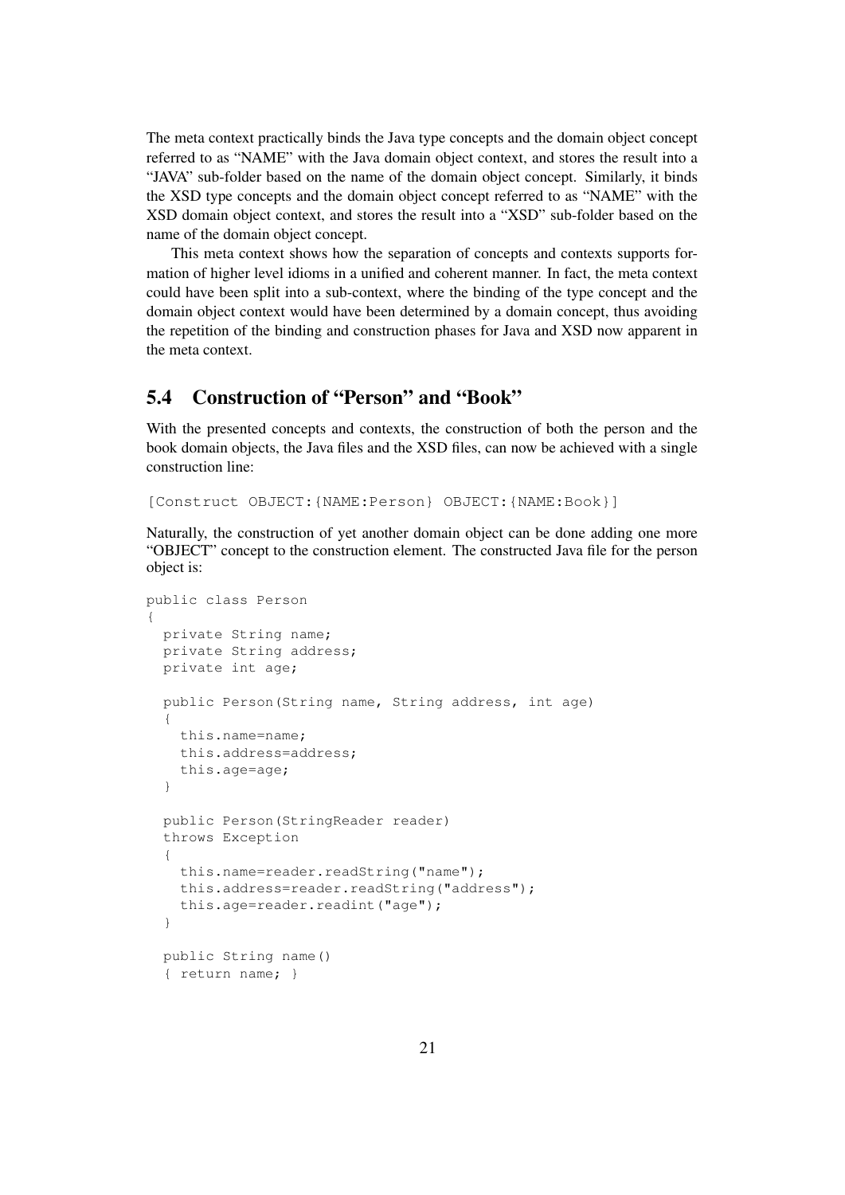The meta context practically binds the Java type concepts and the domain object concept referred to as "NAME" with the Java domain object context, and stores the result into a "JAVA" sub-folder based on the name of the domain object concept. Similarly, it binds the XSD type concepts and the domain object concept referred to as "NAME" with the XSD domain object context, and stores the result into a "XSD" sub-folder based on the name of the domain object concept.

This meta context shows how the separation of concepts and contexts supports formation of higher level idioms in a unified and coherent manner. In fact, the meta context could have been split into a sub-context, where the binding of the type concept and the domain object context would have been determined by a domain concept, thus avoiding the repetition of the binding and construction phases for Java and XSD now apparent in the meta context.

## 5.4 Construction of "Person" and "Book"

With the presented concepts and contexts, the construction of both the person and the book domain objects, the Java files and the XSD files, can now be achieved with a single construction line:

```
[Construct OBJECT:{NAME:Person} OBJECT:{NAME:Book}]
```

Naturally, the construction of yet another domain object can be done adding one more "OBJECT" concept to the construction element. The constructed Java file for the person object is:

```
public class Person
{
  private String name;
  private String address;
  private int age;

  public Person(String name, String address, int age)
  {
    this.name=name;
    this.address=address;
    this.age=age;
  }

  public Person(StringReader reader)
  throws Exception
  {
    this.name=reader.readString("name");
    this.address=reader.readString("address");
    this.age=reader.readint("age");
  }

  public String name()
  { return name; }
```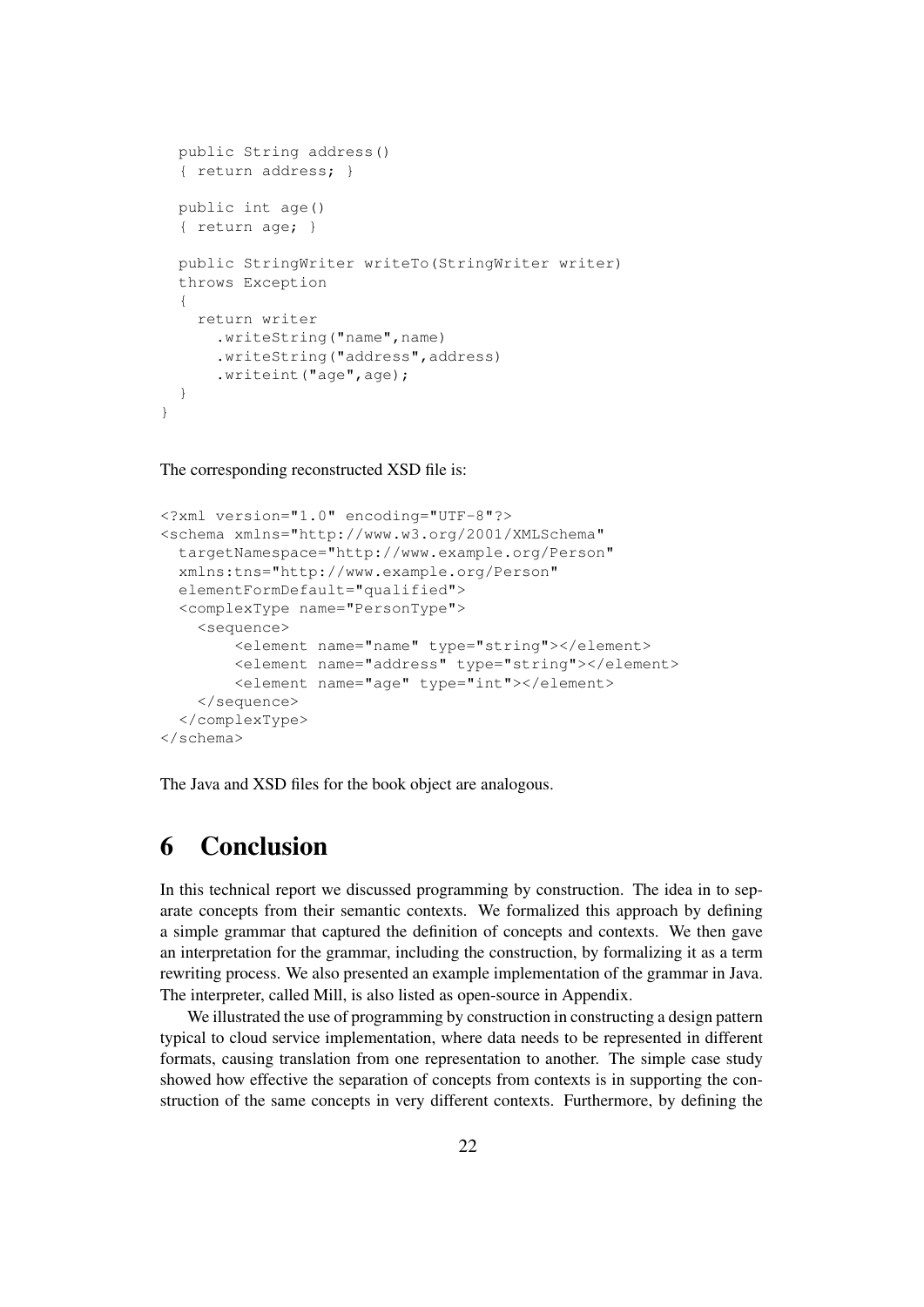```
  public String address()
  { return address; }

  public int age()
  { return age; }

  public StringWriter writeTo(StringWriter writer)
  throws Exception
  {
    return writer
      .writeString("name",name)
      .writeString("address",address)
      .writeint("age",age);
  }
}
```

The corresponding reconstructed XSD file is:

```
<?xml version="1.0" encoding="UTF-8"?>
<schema xmlns="http://www.w3.org/2001/XMLSchema"
  targetNamespace="http://www.example.org/Person"
  xmlns:tns="http://www.example.org/Person"
  elementFormDefault="qualified">
  <complexType name="PersonType">
    <sequence>
        <element name="name" type="string"></element>
        <element name="address" type="string"></element>
        <element name="age" type="int"></element>
    </sequence>
  </complexType>
</schema>
```

The Java and XSD files for the book object are analogous.

# 6 Conclusion

In this technical report we discussed programming by construction. The idea in to separate concepts from their semantic contexts. We formalized this approach by defining a simple grammar that captured the definition of concepts and contexts. We then gave an interpretation for the grammar, including the construction, by formalizing it as a term rewriting process. We also presented an example implementation of the grammar in Java. The interpreter, called Mill, is also listed as open-source in Appendix.

We illustrated the use of programming by construction in constructing a design pattern typical to cloud service implementation, where data needs to be represented in different formats, causing translation from one representation to another. The simple case study showed how effective the separation of concepts from contexts is in supporting the construction of the same concepts in very different contexts. Furthermore, by defining the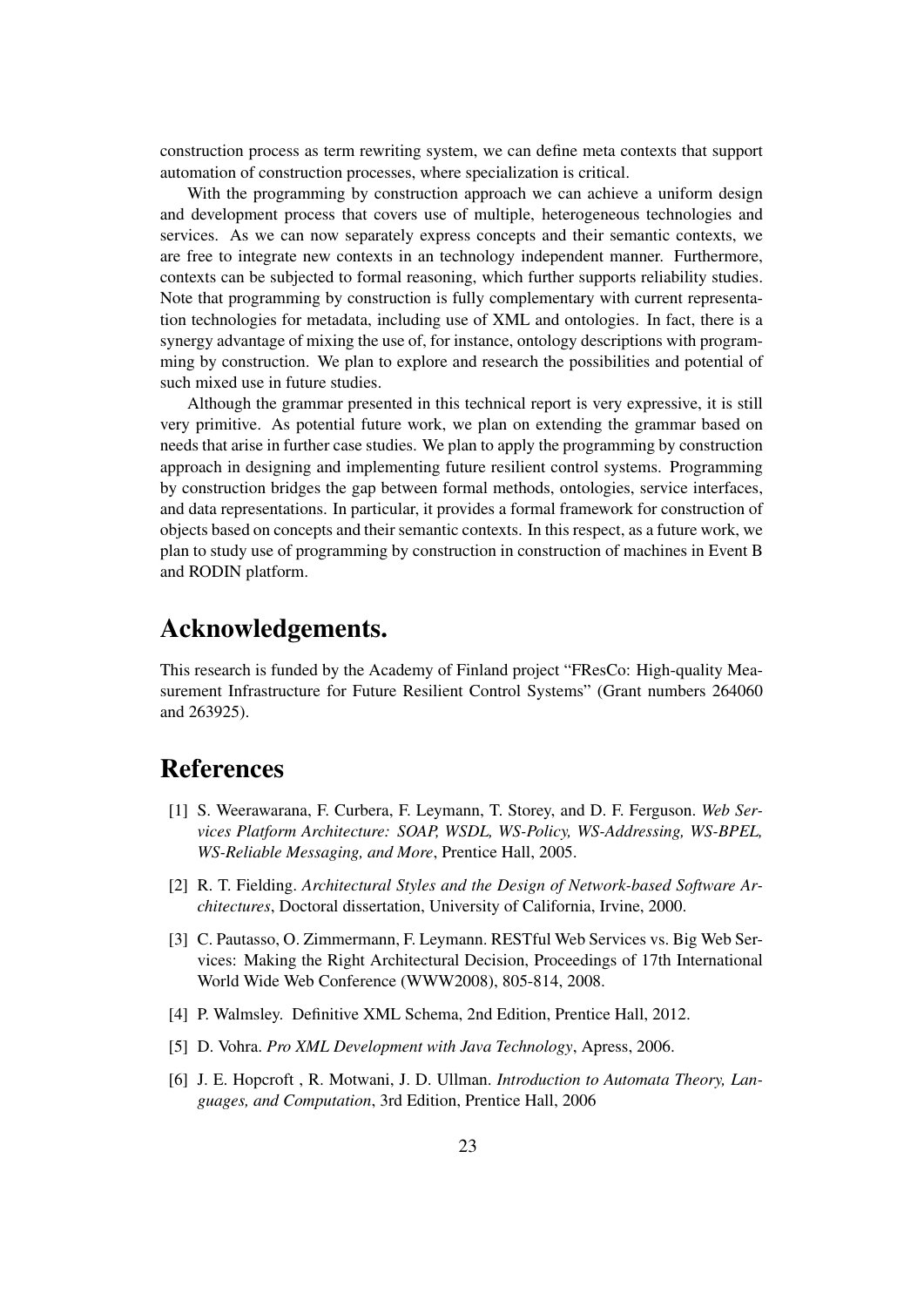construction process as term rewriting system, we can define meta contexts that support automation of construction processes, where specialization is critical.

With the programming by construction approach we can achieve a uniform design and development process that covers use of multiple, heterogeneous technologies and services. As we can now separately express concepts and their semantic contexts, we are free to integrate new contexts in an technology independent manner. Furthermore, contexts can be subjected to formal reasoning, which further supports reliability studies. Note that programming by construction is fully complementary with current representation technologies for metadata, including use of XML and ontologies. In fact, there is a synergy advantage of mixing the use of, for instance, ontology descriptions with programming by construction. We plan to explore and research the possibilities and potential of such mixed use in future studies.

Although the grammar presented in this technical report is very expressive, it is still very primitive. As potential future work, we plan on extending the grammar based on needs that arise in further case studies. We plan to apply the programming by construction approach in designing and implementing future resilient control systems. Programming by construction bridges the gap between formal methods, ontologies, service interfaces, and data representations. In particular, it provides a formal framework for construction of objects based on concepts and their semantic contexts. In this respect, as a future work, we plan to study use of programming by construction in construction of machines in Event B and RODIN platform.

# Acknowledgements.

This research is funded by the Academy of Finland project "FResCo: High-quality Measurement Infrastructure for Future Resilient Control Systems" (Grant numbers 264060 and 263925).

# References

[1] S. Weerawarana, F. Curbera, F. Leymann, T. Storey, and D. F. Ferguson. *Web Services Platform Architecture: SOAP, WSDL, WS-Policy, WS-Addressing, WS-BPEL, WS-Reliable Messaging, and More*, Prentice Hall, 2005.

[2] R. T. Fielding. *Architectural Styles and the Design of Network-based Software Architectures*, Doctoral dissertation, University of California, Irvine, 2000.

[3] C. Pautasso, O. Zimmermann, F. Leymann. RESTful Web Services vs. Big Web Services: Making the Right Architectural Decision, Proceedings of 17th International World Wide Web Conference (WWW2008), 805-814, 2008.

[4] P. Walmsley. Definitive XML Schema, 2nd Edition, Prentice Hall, 2012.

[5] D. Vohra. *Pro XML Development with Java Technology*, Apress, 2006.

[6] J. E. Hopcroft , R. Motwani, J. D. Ullman. *Introduction to Automata Theory, Languages, and Computation*, 3rd Edition, Prentice Hall, 2006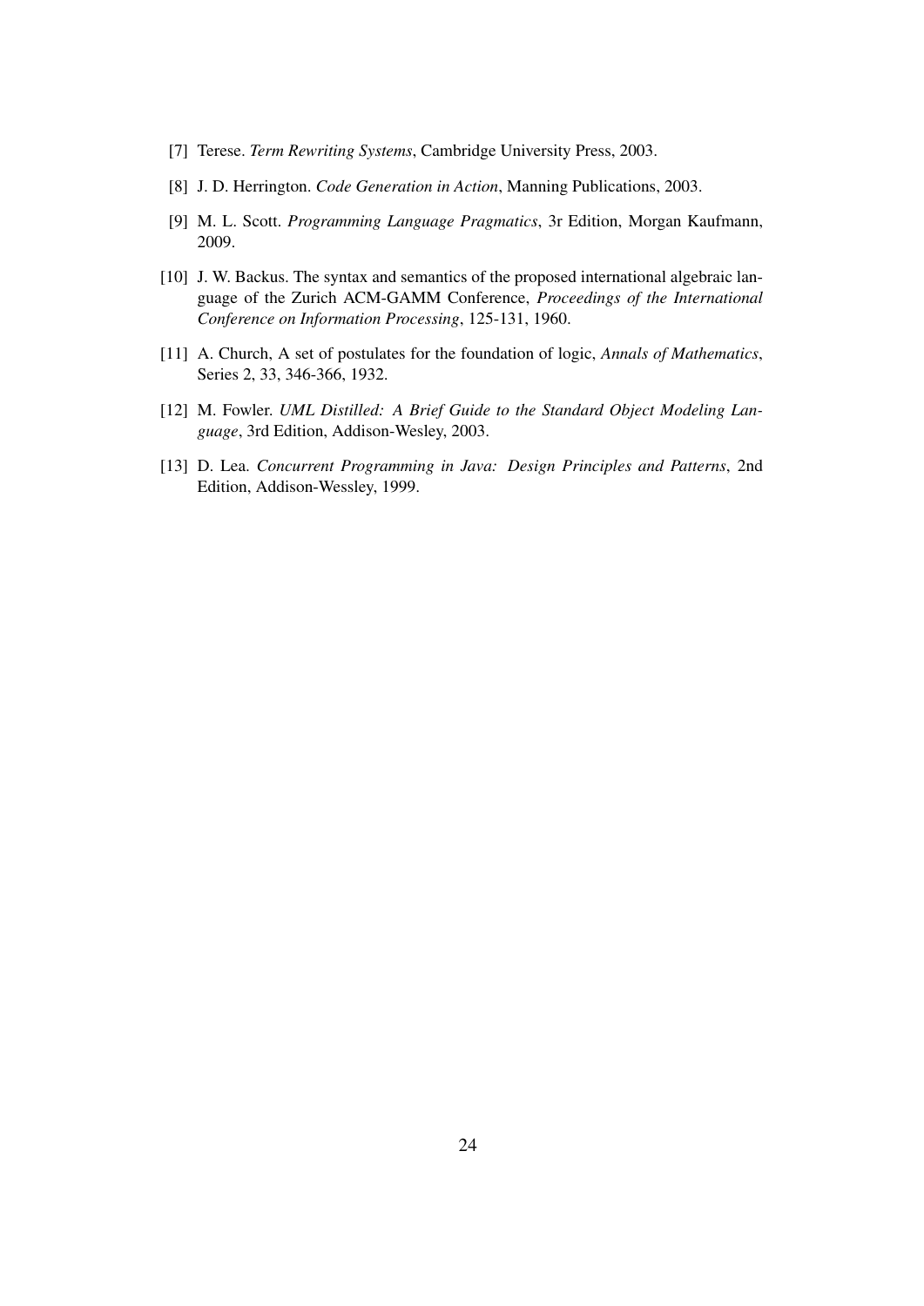[7] Terese. *Term Rewriting Systems*, Cambridge University Press, 2003.

[8] J. D. Herrington. *Code Generation in Action*, Manning Publications, 2003.

[9] M. L. Scott. *Programming Language Pragmatics*, 3r Edition, Morgan Kaufmann, 2009.

[10] J. W. Backus. The syntax and semantics of the proposed international algebraic language of the Zurich ACM-GAMM Conference, *Proceedings of the International Conference on Information Processing*, 125-131, 1960.

[11] A. Church, A set of postulates for the foundation of logic, *Annals of Mathematics*, Series 2, 33, 346-366, 1932.

[12] M. Fowler. *UML Distilled: A Brief Guide to the Standard Object Modeling Language*, 3rd Edition, Addison-Wesley, 2003.

[13] D. Lea. *Concurrent Programming in Java: Design Principles and Patterns*, 2nd Edition, Addison-Wessley, 1999.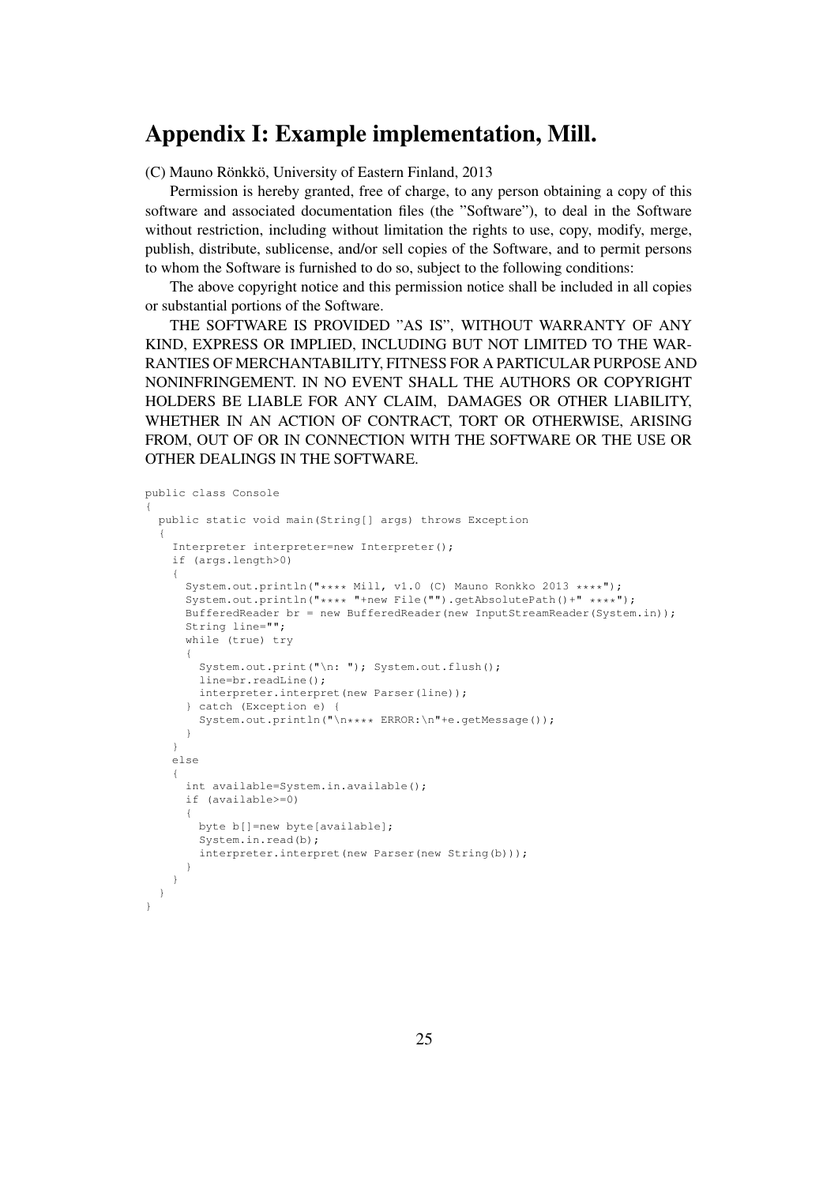# Appendix I: Example implementation, Mill.

(C) Mauno Rönkkö, University of Eastern Finland, 2013

Permission is hereby granted, free of charge, to any person obtaining a copy of this software and associated documentation files (the "Software"), to deal in the Software without restriction, including without limitation the rights to use, copy, modify, merge, publish, distribute, sublicense, and/or sell copies of the Software, and to permit persons to whom the Software is furnished to do so, subject to the following conditions:

The above copyright notice and this permission notice shall be included in all copies or substantial portions of the Software.

THE SOFTWARE IS PROVIDED "AS IS", WITHOUT WARRANTY OF ANY KIND, EXPRESS OR IMPLIED, INCLUDING BUT NOT LIMITED TO THE WARRANTIES OF MERCHANTABILITY, FITNESS FOR A PARTICULAR PURPOSE AND NONINFRINGEMENT. IN NO EVENT SHALL THE AUTHORS OR COPYRIGHT HOLDERS BE LIABLE FOR ANY CLAIM, DAMAGES OR OTHER LIABILITY, WHETHER IN AN ACTION OF CONTRACT, TORT OR OTHERWISE, ARISING FROM, OUT OF OR IN CONNECTION WITH THE SOFTWARE OR THE USE OR OTHER DEALINGS IN THE SOFTWARE.

```
public class Console
{
  public static void main(String[] args) throws Exception
  {
    Interpreter interpreter=new Interpreter();
    if (args.length>0)
    {
      System.out.println("**** Mill, v1.0 (C) Mauno Ronkko 2013 ****");
      System.out.println("**** "+new File("").getAbsolutePath()+" ****");
      BufferedReader br = new BufferedReader(new InputStreamReader(System.in));
      String line="";
      while (true) try
      {
        System.out.print("\n: "); System.out.flush();
        line=br.readLine();
        interpreter.interpret(new Parser(line));
      } catch (Exception e) {
        System.out.println("\n**** ERROR:\n"+e.getMessage());
      }
    }
    else
    {
      int available=System.in.available();
      if (available>=0)
      {
        byte b[]=new byte[available];
        System.in.read(b);
        interpreter.interpret(new Parser(new String(b)));
      }
    }
  }
}
```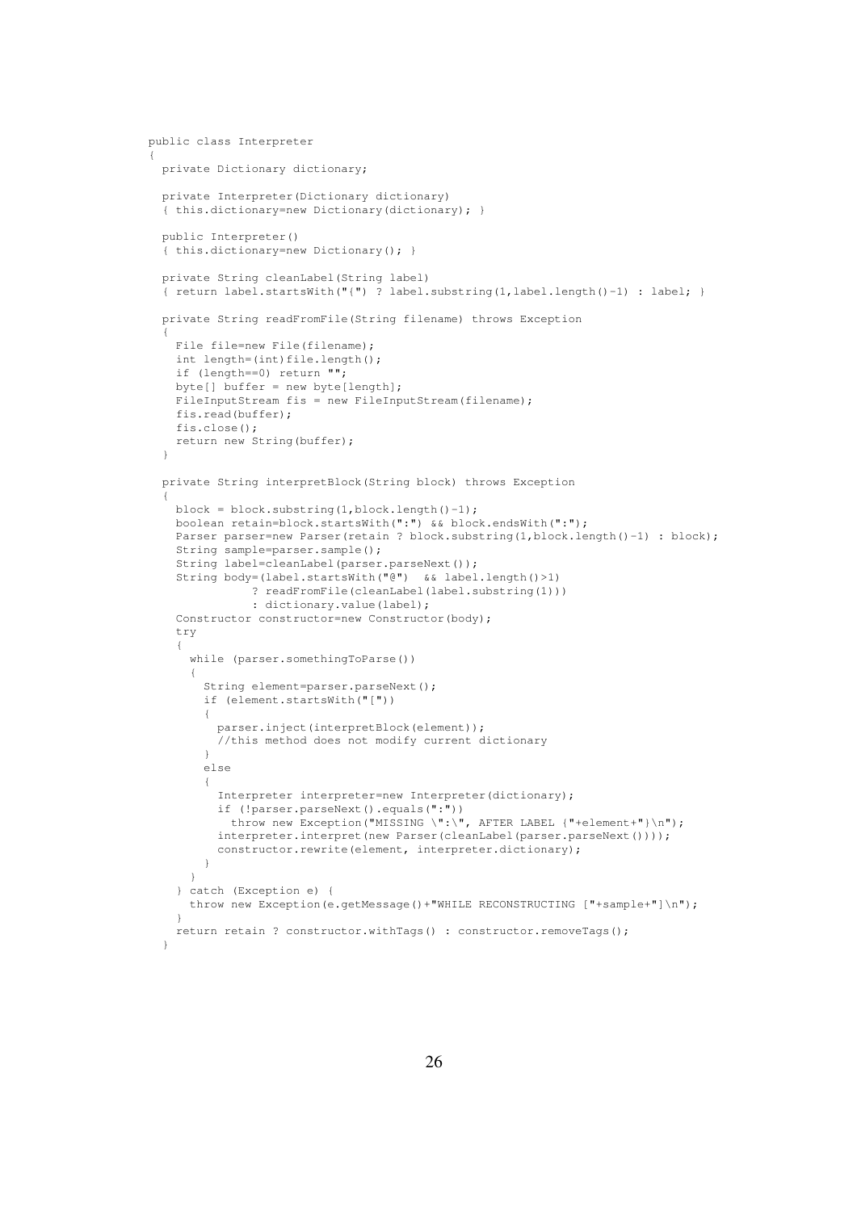```java
public class Interpreter
{
  private Dictionary dictionary;

  private Interpreter(Dictionary dictionary)
  { this.dictionary=new Dictionary(dictionary); }

  public Interpreter()
  { this.dictionary=new Dictionary(); }

  private String cleanLabel(String label)
  { return label.startsWith("{") ? label.substring(1,label.length()-1) : label; }

  private String readFromFile(String filename) throws Exception
  {
    File file=new File(filename);
    int length=(int)file.length();
    if (length==0) return "";
    byte[] buffer = new byte[length];
    FileInputStream fis = new FileInputStream(filename);
    fis.read(buffer);
    fis.close();
    return new String(buffer);
  }

  private String interpretBlock(String block) throws Exception
  {
    block = block.substring(1,block.length()-1);
    boolean retain=block.startsWith(":") && block.endsWith(":");
    Parser parser=new Parser(retain ? block.substring(1,block.length()-1) : block);
    String sample=parser.sample();
    String label=cleanLabel(parser.parseNext());
    String body=(label.startsWith("@")  && label.length()>1)
              ? readFromFile(cleanLabel(label.substring(1)))
              : dictionary.value(label);
    Constructor constructor=new Constructor(body);
    try
    {
      while (parser.somethingToParse())
      {
        String element=parser.parseNext();
        if (element.startsWith("["))
        {
          parser.inject(interpretBlock(element));
          //this method does not modify current dictionary
        }
        else
        {
          Interpreter interpreter=new Interpreter(dictionary);
          if (!parser.parseNext().equals(":"))
            throw new Exception("MISSING \":\", AFTER LABEL {"+element+"}\n");
          interpreter.interpret(new Parser(cleanLabel(parser.parseNext())));
          constructor.rewrite(element, interpreter.dictionary);
        }
      }
    } catch (Exception e) {
      throw new Exception(e.getMessage()+"WHILE RECONSTRUCTING ["+sample+"]\n");
    }
    return retain ? constructor.withTags() : constructor.removeTags();
  }
```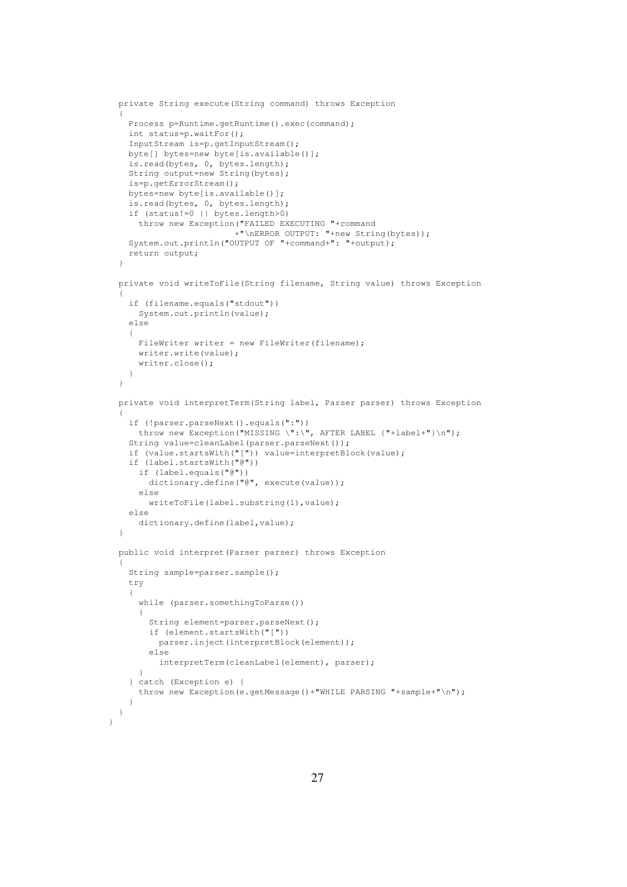```
  private String execute(String command) throws Exception
  {
    Process p=Runtime.getRuntime().exec(command);
    int status=p.waitFor();
    InputStream is=p.getInputStream();
    byte[] bytes=new byte[is.available()];
    is.read(bytes, 0, bytes.length);
    String output=new String(bytes);
    is=p.getErrorStream();
    bytes=new byte[is.available()];
    is.read(bytes, 0, bytes.length);
    if (status!=0 || bytes.length>0)
      throw new Exception("FAILED EXECUTING "+command
                         +"\nERROR OUTPUT: "+new String(bytes));
    System.out.println("OUTPUT OF "+command+": "+output);
    return output;
  }

  private void writeToFile(String filename, String value) throws Exception
  {
    if (filename.equals("stdout"))
      System.out.println(value);
    else
    {
      FileWriter writer = new FileWriter(filename);
      writer.write(value);
      writer.close();
    }
  }

  private void interpretTerm(String label, Parser parser) throws Exception
  {
    if (!parser.parseNext().equals(":"))
      throw new Exception("MISSING \":\", AFTER LABEL {"+label+"}\n");
    String value=cleanLabel(parser.parseNext());
    if (value.startsWith("[")) value=interpretBlock(value);
    if (label.startsWith("@"))
      if (label.equals("@"))
        dictionary.define("@", execute(value));
      else
        writeToFile(label.substring(1),value);
    else
      dictionary.define(label,value);
  }

  public void interpret(Parser parser) throws Exception
  {
    String sample=parser.sample();
    try
    {
      while (parser.somethingToParse())
      {
        String element=parser.parseNext();
        if (element.startsWith("["))
          parser.inject(interpretBlock(element));
        else
          interpretTerm(cleanLabel(element), parser);
      }
    } catch (Exception e) {
      throw new Exception(e.getMessage()+"WHILE PARSING "+sample+"\n");
    }
  }
}
```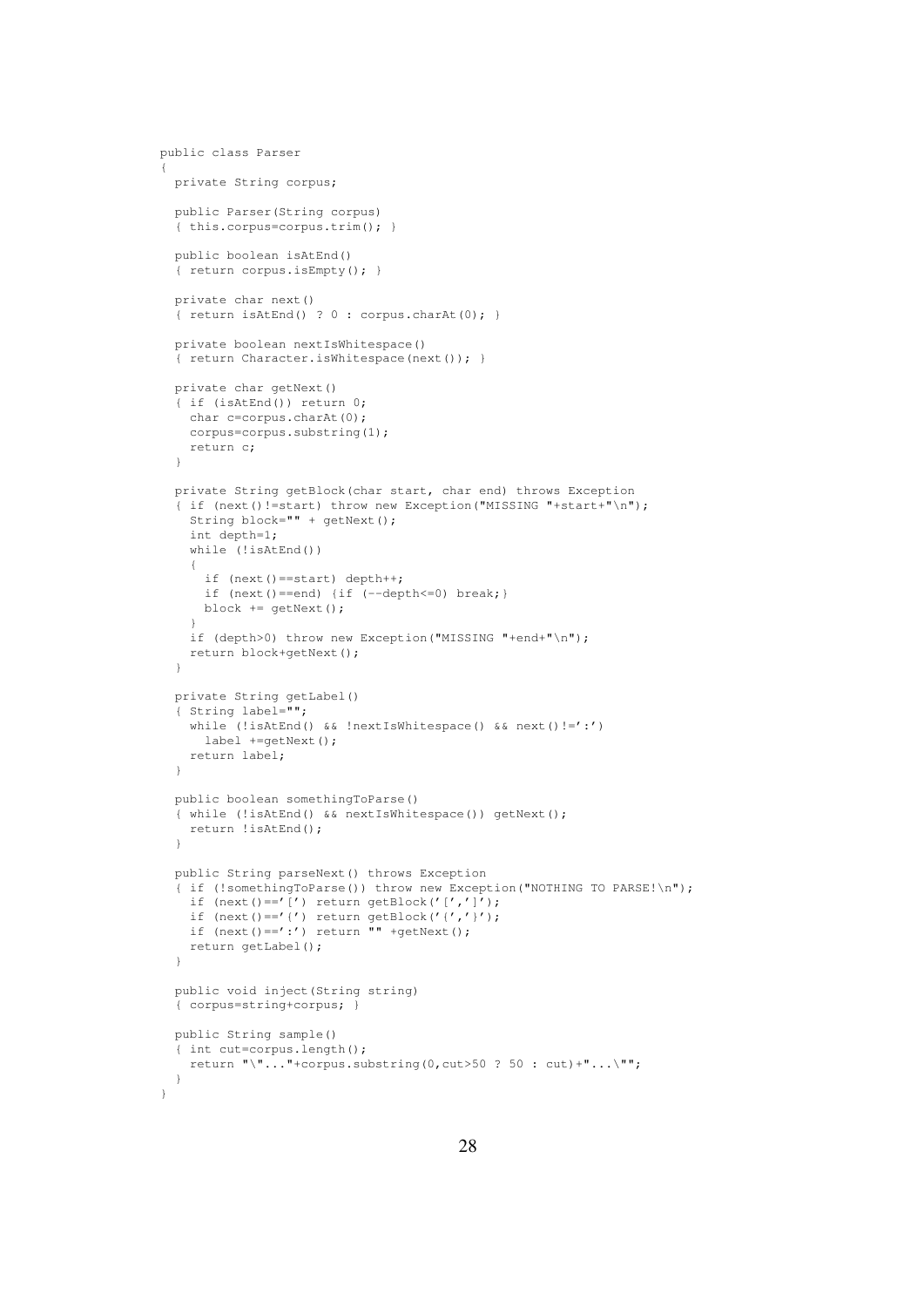```
public class Parser
{
  private String corpus;

  public Parser(String corpus)
  { this.corpus=corpus.trim(); }

  public boolean isAtEnd()
  { return corpus.isEmpty(); }

  private char next()
  { return isAtEnd() ? 0 : corpus.charAt(0); }

  private boolean nextIsWhitespace()
  { return Character.isWhitespace(next()); }

  private char getNext()
  { if (isAtEnd()) return 0;
    char c=corpus.charAt(0);
    corpus=corpus.substring(1);
    return c;
  }

  private String getBlock(char start, char end) throws Exception
  { if (next()!=start) throw new Exception("MISSING "+start+"\n");
    String block="" + getNext();
    int depth=1;
    while (!isAtEnd())
    {
      if (next()==start) depth++;
      if (next()==end) {if (--depth<=0) break;}
      block += getNext();
    }
    if (depth>0) throw new Exception("MISSING "+end+"\n");
    return block+getNext();
  }

  private String getLabel()
  { String label="";
    while (!isAtEnd() && !nextIsWhitespace() && next()!=':')
      label +=getNext();
    return label;
  }

  public boolean somethingToParse()
  { while (!isAtEnd() && nextIsWhitespace()) getNext();
    return !isAtEnd();
  }

  public String parseNext() throws Exception
  { if (!somethingToParse()) throw new Exception("NOTHING TO PARSE!\n");
    if (next()=='[') return getBlock('[',']');
    if (next()=='{') return getBlock('{','}');
    if (next()==':') return "" +getNext();
    return getLabel();
  }

  public void inject(String string)
  { corpus=string+corpus; }

  public String sample()
  { int cut=corpus.length();
    return "\"..."+corpus.substring(0,cut>50 ? 50 : cut)+"...\"";
  }
}
```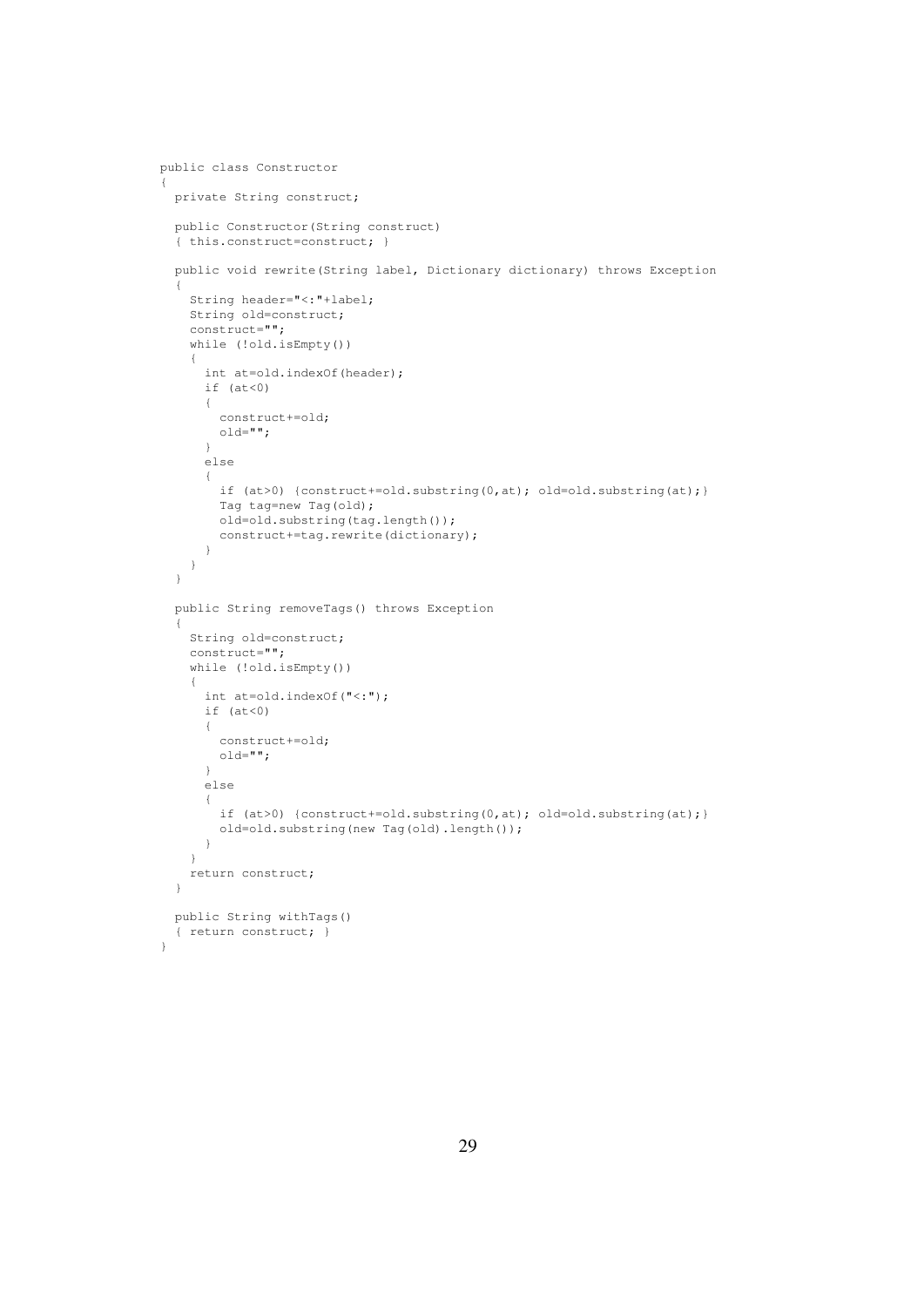```
public class Constructor
{
  private String construct;

  public Constructor(String construct)
  { this.construct=construct; }

  public void rewrite(String label, Dictionary dictionary) throws Exception
  {
    String header="<:"+label;
    String old=construct;
    construct="";
    while (!old.isEmpty())
    {
      int at=old.indexOf(header);
      if (at<0)
      {
        construct+=old;
        old="";
      }
      else
      {
        if (at>0) {construct+=old.substring(0,at); old=old.substring(at);}
        Tag tag=new Tag(old);
        old=old.substring(tag.length());
        construct+=tag.rewrite(dictionary);
      }
    }
  }

  public String removeTags() throws Exception
  {
    String old=construct;
    construct="";
    while (!old.isEmpty())
    {
      int at=old.indexOf("<:");
      if (at<0)
      {
        construct+=old;
        old="";
      }
      else
      {
        if (at>0) {construct+=old.substring(0,at); old=old.substring(at);}
        old=old.substring(new Tag(old).length());
      }
    }
    return construct;
  }

  public String withTags()
  { return construct; }
}
```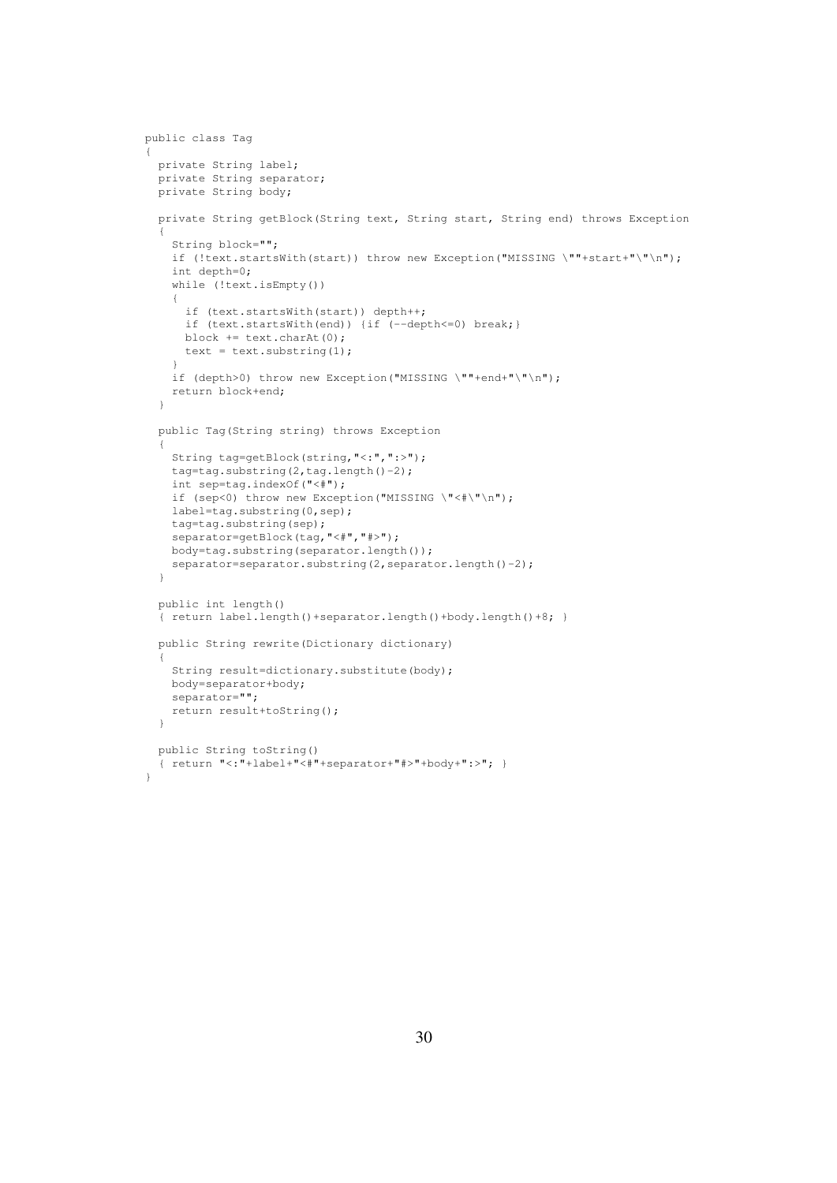```
public class Tag
{
  private String label;
  private String separator;
  private String body;

  private String getBlock(String text, String start, String end) throws Exception
  {
    String block="";
    if (!text.startsWith(start)) throw new Exception("MISSING \""+start+"\"\n");
    int depth=0;
    while (!text.isEmpty())
    {
      if (text.startsWith(start)) depth++;
      if (text.startsWith(end)) {if (--depth<=0) break;}
      block += text.charAt(0);
      text = text.substring(1);
    }
    if (depth>0) throw new Exception("MISSING \""+end+"\"\n");
    return block+end;
  }

  public Tag(String string) throws Exception
  {
    String tag=getBlock(string,"<:",":>");
    tag=tag.substring(2,tag.length()-2);
    int sep=tag.indexOf("<#");
    if (sep<0) throw new Exception("MISSING \"<#\"\n");
    label=tag.substring(0,sep);
    tag=tag.substring(sep);
    separator=getBlock(tag,"<#","#>");
    body=tag.substring(separator.length());
    separator=separator.substring(2,separator.length()-2);
  }

  public int length()
  { return label.length()+separator.length()+body.length()+8; }

  public String rewrite(Dictionary dictionary)
  {
    String result=dictionary.substitute(body);
    body=separator+body;
    separator="";
    return result+toString();
  }

  public String toString()
  { return "<:"+label+"<#"+separator+"#>"+body+":>"; }
}
```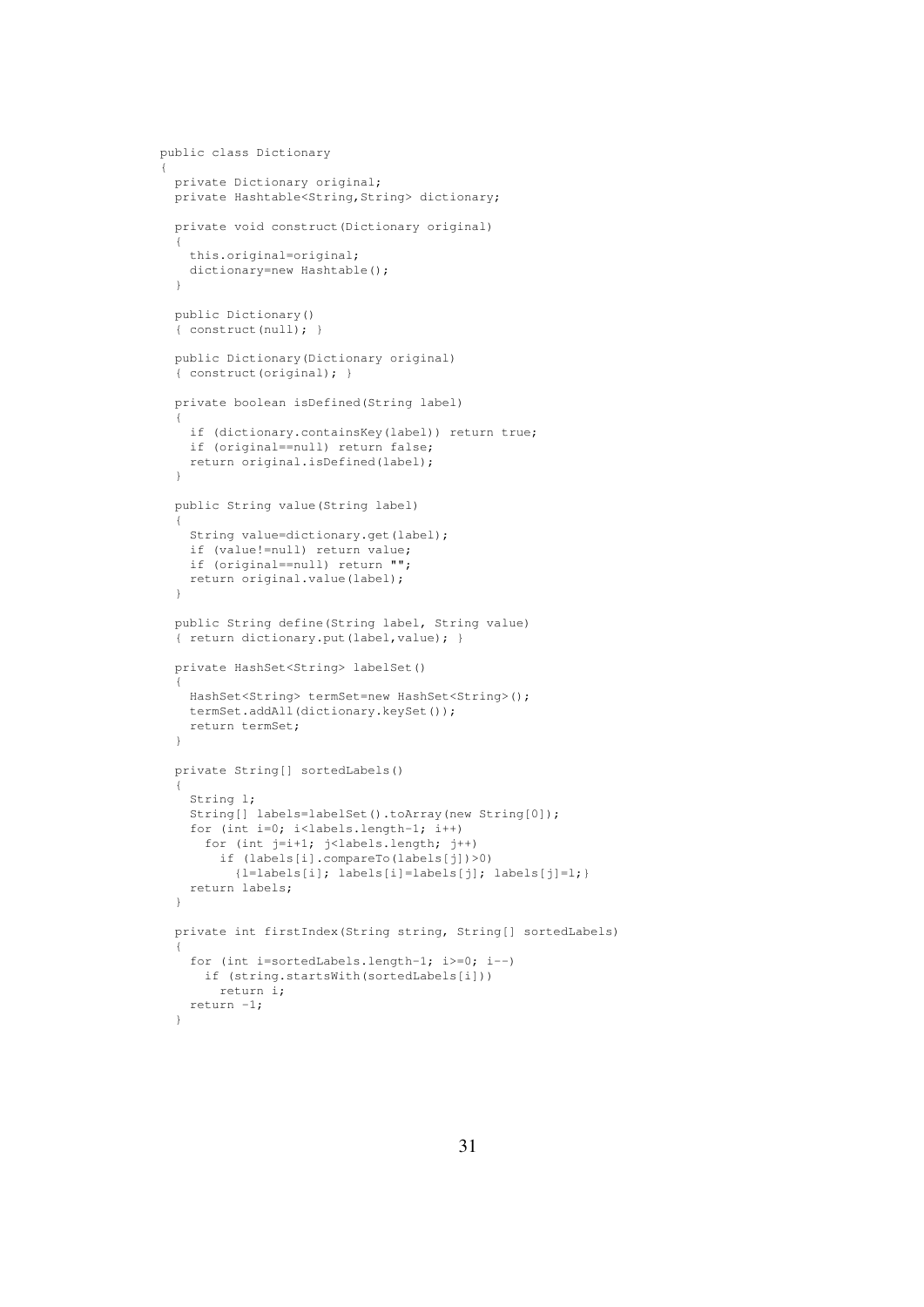```
public class Dictionary
{
  private Dictionary original;
  private Hashtable<String,String> dictionary;

  private void construct(Dictionary original)
  {
    this.original=original;
    dictionary=new Hashtable();
  }

  public Dictionary()
  { construct(null); }

  public Dictionary(Dictionary original)
  { construct(original); }

  private boolean isDefined(String label)
  {
    if (dictionary.containsKey(label)) return true;
    if (original==null) return false;
    return original.isDefined(label);
  }

  public String value(String label)
  {
    String value=dictionary.get(label);
    if (value!=null) return value;
    if (original==null) return "";
    return original.value(label);
  }

  public String define(String label, String value)
  { return dictionary.put(label,value); }

  private HashSet<String> labelSet()
  {
    HashSet<String> termSet=new HashSet<String>();
    termSet.addAll(dictionary.keySet());
    return termSet;
  }

  private String[] sortedLabels()
  {
    String l;
    String[] labels=labelSet().toArray(new String[0]);
    for (int i=0; i<labels.length-1; i++)
      for (int j=i+1; j<labels.length; j++)
        if (labels[i].compareTo(labels[j])>0)
          {l=labels[i]; labels[i]=labels[j]; labels[j]=l;}
    return labels;
  }

  private int firstIndex(String string, String[] sortedLabels)
  {
    for (int i=sortedLabels.length-1; i>=0; i--)
      if (string.startsWith(sortedLabels[i]))
        return i;
    return -1;
  }
```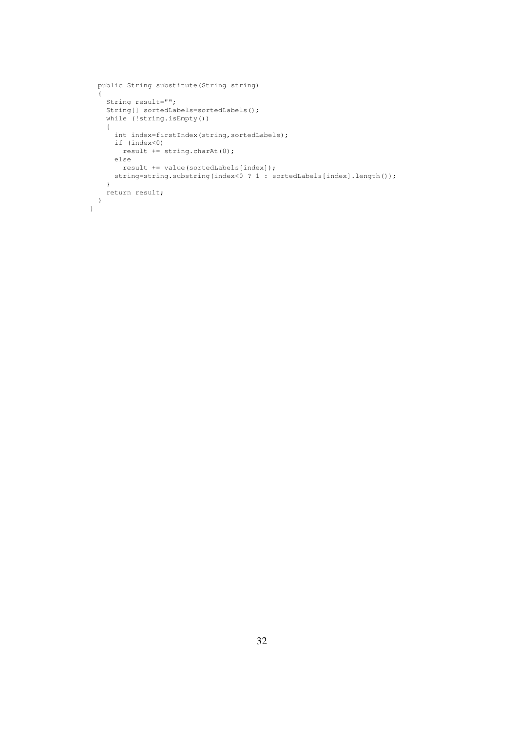```
  public String substitute(String string)
  {
    String result="";
    String[] sortedLabels=sortedLabels();
    while (!string.isEmpty())
    {
      int index=firstIndex(string,sortedLabels);
      if (index<0)
        result += string.charAt(0);
      else
        result += value(sortedLabels[index]);
      string=string.substring(index<0 ? 1 : sortedLabels[index].length());
    }
    return result;
  }
}
```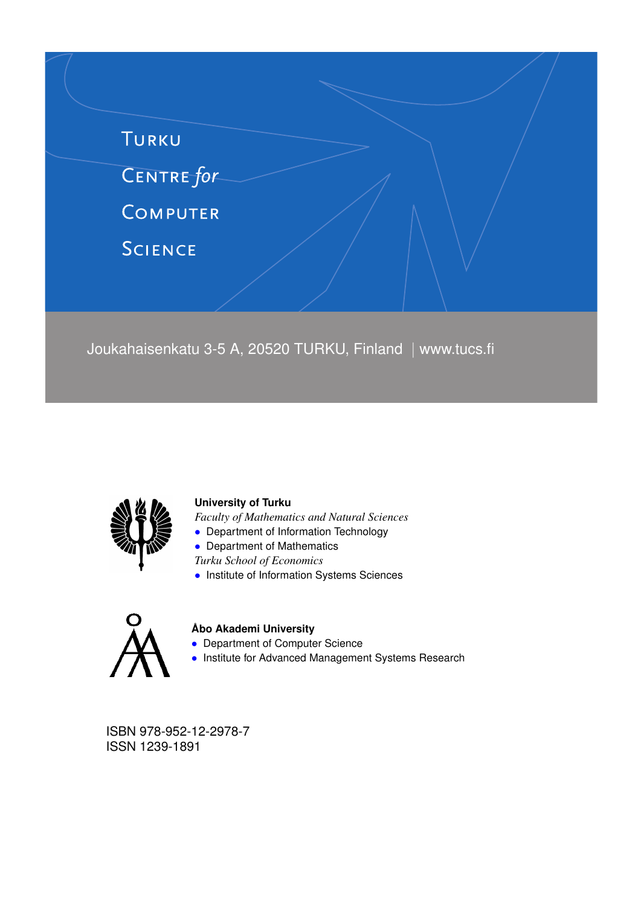# Turku Centre for Computer Science

Joukahaisenkatu 3-5 A, 20520 TURKU, Finland | www.tucs.fi

**University of Turku**

*Faculty of Mathematics and Natural Sciences*

- Department of Information Technology
- Department of Mathematics

*Turku School of Economics*

- Institute of Information Systems Sciences

**Åbo Akademi University**

- Department of Computer Science
- Institute for Advanced Management Systems Research

ISBN 978-952-12-2978-7
ISSN 1239-1891